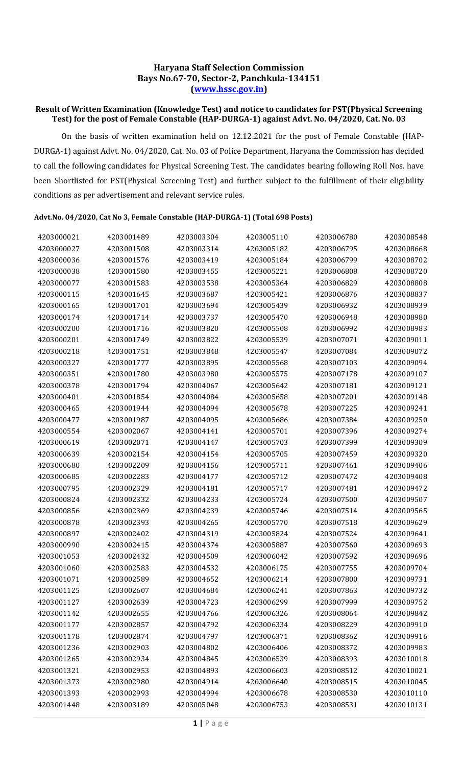**Haryana Staff Selection Commission**
**Bays No.67-70, Sector-2, Panchkula-134151**
**([www.hssc.gov.in](www.hssc.gov.in))**

**Result of Written Examination (Knowledge Test) and notice to candidates for PST(Physical Screening Test) for the post of Female Constable (HAP-DURGA-1) against Advt. No. 04/2020, Cat. No. 03**

On the basis of written examination held on 12.12.2021 for the post of Female Constable (HAP-DURGA-1) against Advt. No. 04/2020, Cat. No. 03 of Police Department, Haryana the Commission has decided to call the following candidates for Physical Screening Test. The candidates bearing following Roll Nos. have been Shortlisted for PST(Physical Screening Test) and further subject to the fulfillment of their eligibility conditions as per advertisement and relevant service rules.

**Advt.No. 04/2020, Cat No 3, Female Constable (HAP-DURGA-1) (Total 698 Posts)**

| | | | | | |
|---|---|---|---|---|---|
| 4203000021 | 4203001489 | 4203003304 | 4203005110 | 4203006780 | 4203008548 |
| 4203000027 | 4203001508 | 4203003314 | 4203005182 | 4203006795 | 4203008668 |
| 4203000036 | 4203001576 | 4203003419 | 4203005184 | 4203006799 | 4203008702 |
| 4203000038 | 4203001580 | 4203003455 | 4203005221 | 4203006808 | 4203008720 |
| 4203000077 | 4203001583 | 4203003538 | 4203005364 | 4203006829 | 4203008808 |
| 4203000115 | 4203001645 | 4203003687 | 4203005421 | 4203006876 | 4203008837 |
| 4203000165 | 4203001701 | 4203003694 | 4203005439 | 4203006932 | 4203008939 |
| 4203000174 | 4203001714 | 4203003737 | 4203005470 | 4203006948 | 4203008980 |
| 4203000200 | 4203001716 | 4203003820 | 4203005508 | 4203006992 | 4203008983 |
| 4203000201 | 4203001749 | 4203003822 | 4203005539 | 4203007071 | 4203009011 |
| 4203000218 | 4203001751 | 4203003848 | 4203005547 | 4203007084 | 4203009072 |
| 4203000327 | 4203001777 | 4203003895 | 4203005568 | 4203007103 | 4203009094 |
| 4203000351 | 4203001780 | 4203003980 | 4203005575 | 4203007178 | 4203009107 |
| 4203000378 | 4203001794 | 4203004067 | 4203005642 | 4203007181 | 4203009121 |
| 4203000401 | 4203001854 | 4203004084 | 4203005658 | 4203007201 | 4203009148 |
| 4203000465 | 4203001944 | 4203004094 | 4203005678 | 4203007225 | 4203009241 |
| 4203000477 | 4203001987 | 4203004095 | 4203005686 | 4203007384 | 4203009250 |
| 4203000554 | 4203002067 | 4203004141 | 4203005701 | 4203007396 | 4203009274 |
| 4203000619 | 4203002071 | 4203004147 | 4203005703 | 4203007399 | 4203009309 |
| 4203000639 | 4203002154 | 4203004154 | 4203005705 | 4203007459 | 4203009320 |
| 4203000680 | 4203002209 | 4203004156 | 4203005711 | 4203007461 | 4203009406 |
| 4203000685 | 4203002283 | 4203004177 | 4203005712 | 4203007472 | 4203009408 |
| 4203000795 | 4203002329 | 4203004181 | 4203005717 | 4203007481 | 4203009472 |
| 4203000824 | 4203002332 | 4203004233 | 4203005724 | 4203007500 | 4203009507 |
| 4203000856 | 4203002369 | 4203004239 | 4203005746 | 4203007514 | 4203009565 |
| 4203000878 | 4203002393 | 4203004265 | 4203005770 | 4203007518 | 4203009629 |
| 4203000897 | 4203002402 | 4203004319 | 4203005824 | 4203007524 | 4203009641 |
| 4203000990 | 4203002415 | 4203004374 | 4203005887 | 4203007560 | 4203009693 |
| 4203001053 | 4203002432 | 4203004509 | 4203006042 | 4203007592 | 4203009696 |
| 4203001060 | 4203002583 | 4203004532 | 4203006175 | 4203007755 | 4203009704 |
| 4203001071 | 4203002589 | 4203004652 | 4203006214 | 4203007800 | 4203009731 |
| 4203001125 | 4203002607 | 4203004684 | 4203006241 | 4203007863 | 4203009732 |
| 4203001127 | 4203002639 | 4203004723 | 4203006299 | 4203007999 | 4203009752 |
| 4203001142 | 4203002655 | 4203004766 | 4203006326 | 4203008064 | 4203009842 |
| 4203001177 | 4203002857 | 4203004792 | 4203006334 | 4203008229 | 4203009910 |
| 4203001178 | 4203002874 | 4203004797 | 4203006371 | 4203008362 | 4203009916 |
| 4203001236 | 4203002903 | 4203004802 | 4203006406 | 4203008372 | 4203009983 |
| 4203001265 | 4203002934 | 4203004845 | 4203006539 | 4203008393 | 4203010018 |
| 4203001321 | 4203002953 | 4203004893 | 4203006603 | 4203008512 | 4203010021 |
| 4203001373 | 4203002980 | 4203004914 | 4203006640 | 4203008515 | 4203010045 |
| 4203001393 | 4203002993 | 4203004994 | 4203006678 | 4203008530 | 4203010110 |
| 4203001448 | 4203003189 | 4203005048 | 4203006753 | 4203008531 | 4203010131 |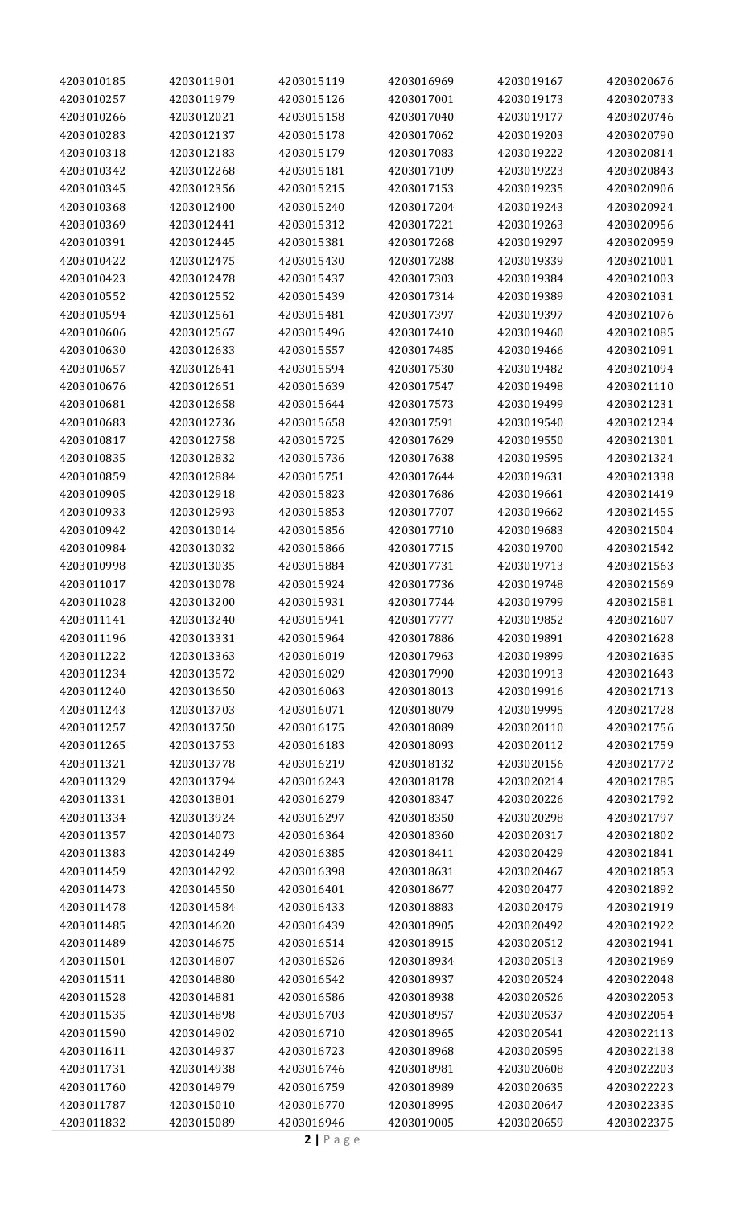| | | | | | |
|---|---|---|---|---|---|
| 4203010185 | 4203011901 | 4203015119 | 4203016969 | 4203019167 | 4203020676 |
| 4203010257 | 4203011979 | 4203015126 | 4203017001 | 4203019173 | 4203020733 |
| 4203010266 | 4203012021 | 4203015158 | 4203017040 | 4203019177 | 4203020746 |
| 4203010283 | 4203012137 | 4203015178 | 4203017062 | 4203019203 | 4203020790 |
| 4203010318 | 4203012183 | 4203015179 | 4203017083 | 4203019222 | 4203020814 |
| 4203010342 | 4203012268 | 4203015181 | 4203017109 | 4203019223 | 4203020843 |
| 4203010345 | 4203012356 | 4203015215 | 4203017153 | 4203019235 | 4203020906 |
| 4203010368 | 4203012400 | 4203015240 | 4203017204 | 4203019243 | 4203020924 |
| 4203010369 | 4203012441 | 4203015312 | 4203017221 | 4203019263 | 4203020956 |
| 4203010391 | 4203012445 | 4203015381 | 4203017268 | 4203019297 | 4203020959 |
| 4203010422 | 4203012475 | 4203015430 | 4203017288 | 4203019339 | 4203021001 |
| 4203010423 | 4203012478 | 4203015437 | 4203017303 | 4203019384 | 4203021003 |
| 4203010552 | 4203012552 | 4203015439 | 4203017314 | 4203019389 | 4203021031 |
| 4203010594 | 4203012561 | 4203015481 | 4203017397 | 4203019397 | 4203021076 |
| 4203010606 | 4203012567 | 4203015496 | 4203017410 | 4203019460 | 4203021085 |
| 4203010630 | 4203012633 | 4203015557 | 4203017485 | 4203019466 | 4203021091 |
| 4203010657 | 4203012641 | 4203015594 | 4203017530 | 4203019482 | 4203021094 |
| 4203010676 | 4203012651 | 4203015639 | 4203017547 | 4203019498 | 4203021110 |
| 4203010681 | 4203012658 | 4203015644 | 4203017573 | 4203019499 | 4203021231 |
| 4203010683 | 4203012736 | 4203015658 | 4203017591 | 4203019540 | 4203021234 |
| 4203010817 | 4203012758 | 4203015725 | 4203017629 | 4203019550 | 4203021301 |
| 4203010835 | 4203012832 | 4203015736 | 4203017638 | 4203019595 | 4203021324 |
| 4203010859 | 4203012884 | 4203015751 | 4203017644 | 4203019631 | 4203021338 |
| 4203010905 | 4203012918 | 4203015823 | 4203017686 | 4203019661 | 4203021419 |
| 4203010933 | 4203012993 | 4203015853 | 4203017707 | 4203019662 | 4203021455 |
| 4203010942 | 4203013014 | 4203015856 | 4203017710 | 4203019683 | 4203021504 |
| 4203010984 | 4203013032 | 4203015866 | 4203017715 | 4203019700 | 4203021542 |
| 4203010998 | 4203013035 | 4203015884 | 4203017731 | 4203019713 | 4203021563 |
| 4203011017 | 4203013078 | 4203015924 | 4203017736 | 4203019748 | 4203021569 |
| 4203011028 | 4203013200 | 4203015931 | 4203017744 | 4203019799 | 4203021581 |
| 4203011141 | 4203013240 | 4203015941 | 4203017777 | 4203019852 | 4203021607 |
| 4203011196 | 4203013331 | 4203015964 | 4203017886 | 4203019891 | 4203021628 |
| 4203011222 | 4203013363 | 4203016019 | 4203017963 | 4203019899 | 4203021635 |
| 4203011234 | 4203013572 | 4203016029 | 4203017990 | 4203019913 | 4203021643 |
| 4203011240 | 4203013650 | 4203016063 | 4203018013 | 4203019916 | 4203021713 |
| 4203011243 | 4203013703 | 4203016071 | 4203018079 | 4203019995 | 4203021728 |
| 4203011257 | 4203013750 | 4203016175 | 4203018089 | 4203020110 | 4203021756 |
| 4203011265 | 4203013753 | 4203016183 | 4203018093 | 4203020112 | 4203021759 |
| 4203011321 | 4203013778 | 4203016219 | 4203018132 | 4203020156 | 4203021772 |
| 4203011329 | 4203013794 | 4203016243 | 4203018178 | 4203020214 | 4203021785 |
| 4203011331 | 4203013801 | 4203016279 | 4203018347 | 4203020226 | 4203021792 |
| 4203011334 | 4203013924 | 4203016297 | 4203018350 | 4203020298 | 4203021797 |
| 4203011357 | 4203014073 | 4203016364 | 4203018360 | 4203020317 | 4203021802 |
| 4203011383 | 4203014249 | 4203016385 | 4203018411 | 4203020429 | 4203021841 |
| 4203011459 | 4203014292 | 4203016398 | 4203018631 | 4203020467 | 4203021853 |
| 4203011473 | 4203014550 | 4203016401 | 4203018677 | 4203020477 | 4203021892 |
| 4203011478 | 4203014584 | 4203016433 | 4203018883 | 4203020479 | 4203021919 |
| 4203011485 | 4203014620 | 4203016439 | 4203018905 | 4203020492 | 4203021922 |
| 4203011489 | 4203014675 | 4203016514 | 4203018915 | 4203020512 | 4203021941 |
| 4203011501 | 4203014807 | 4203016526 | 4203018934 | 4203020513 | 4203021969 |
| 4203011511 | 4203014880 | 4203016542 | 4203018937 | 4203020524 | 4203022048 |
| 4203011528 | 4203014881 | 4203016586 | 4203018938 | 4203020526 | 4203022053 |
| 4203011535 | 4203014898 | 4203016703 | 4203018957 | 4203020537 | 4203022054 |
| 4203011590 | 4203014902 | 4203016710 | 4203018965 | 4203020541 | 4203022113 |
| 4203011611 | 4203014937 | 4203016723 | 4203018968 | 4203020595 | 4203022138 |
| 4203011731 | 4203014938 | 4203016746 | 4203018981 | 4203020608 | 4203022203 |
| 4203011760 | 4203014979 | 4203016759 | 4203018989 | 4203020635 | 4203022223 |
| 4203011787 | 4203015010 | 4203016770 | 4203018995 | 4203020647 | 4203022335 |
| 4203011832 | 4203015089 | 4203016946 | 4203019005 | 4203020659 | 4203022375 |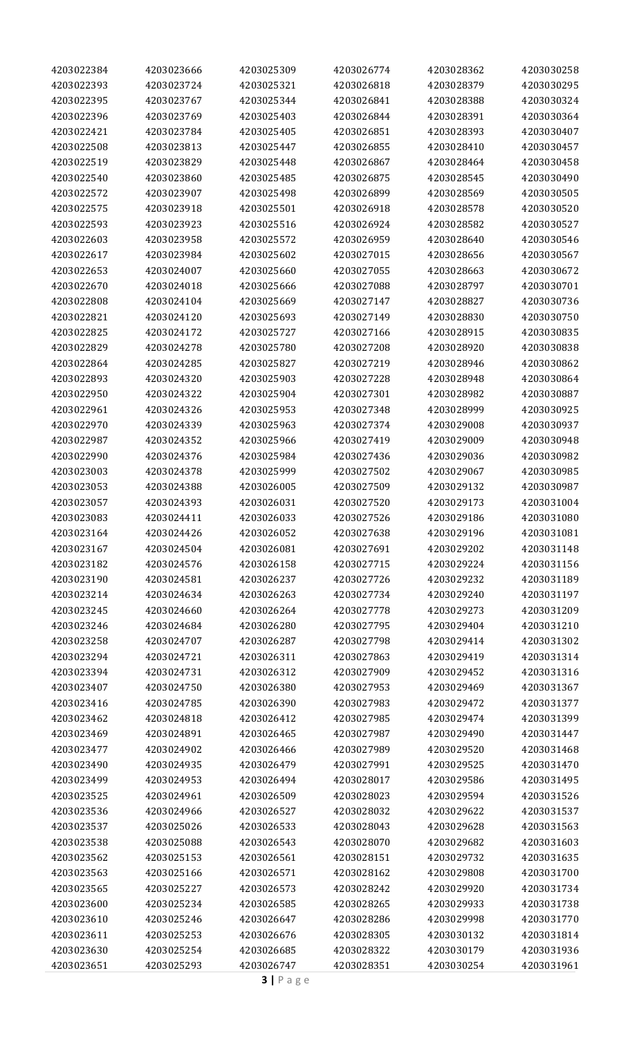| | | | | | |
|---|---|---|---|---|---|
| 4203022384 | 4203023666 | 4203025309 | 4203026774 | 4203028362 | 4203030258 |
| 4203022393 | 4203023724 | 4203025321 | 4203026818 | 4203028379 | 4203030295 |
| 4203022395 | 4203023767 | 4203025344 | 4203026841 | 4203028388 | 4203030324 |
| 4203022396 | 4203023769 | 4203025403 | 4203026844 | 4203028391 | 4203030364 |
| 4203022421 | 4203023784 | 4203025405 | 4203026851 | 4203028393 | 4203030407 |
| 4203022508 | 4203023813 | 4203025447 | 4203026855 | 4203028410 | 4203030457 |
| 4203022519 | 4203023829 | 4203025448 | 4203026867 | 4203028464 | 4203030458 |
| 4203022540 | 4203023860 | 4203025485 | 4203026875 | 4203028545 | 4203030490 |
| 4203022572 | 4203023907 | 4203025498 | 4203026899 | 4203028569 | 4203030505 |
| 4203022575 | 4203023918 | 4203025501 | 4203026918 | 4203028578 | 4203030520 |
| 4203022593 | 4203023923 | 4203025516 | 4203026924 | 4203028582 | 4203030527 |
| 4203022603 | 4203023958 | 4203025572 | 4203026959 | 4203028640 | 4203030546 |
| 4203022617 | 4203023984 | 4203025602 | 4203027015 | 4203028656 | 4203030567 |
| 4203022653 | 4203024007 | 4203025660 | 4203027055 | 4203028663 | 4203030672 |
| 4203022670 | 4203024018 | 4203025666 | 4203027088 | 4203028797 | 4203030701 |
| 4203022808 | 4203024104 | 4203025669 | 4203027147 | 4203028827 | 4203030736 |
| 4203022821 | 4203024120 | 4203025693 | 4203027149 | 4203028830 | 4203030750 |
| 4203022825 | 4203024172 | 4203025727 | 4203027166 | 4203028915 | 4203030835 |
| 4203022829 | 4203024278 | 4203025780 | 4203027208 | 4203028920 | 4203030838 |
| 4203022864 | 4203024285 | 4203025827 | 4203027219 | 4203028946 | 4203030862 |
| 4203022893 | 4203024320 | 4203025903 | 4203027228 | 4203028948 | 4203030864 |
| 4203022950 | 4203024322 | 4203025904 | 4203027301 | 4203028982 | 4203030887 |
| 4203022961 | 4203024326 | 4203025953 | 4203027348 | 4203028999 | 4203030925 |
| 4203022970 | 4203024339 | 4203025963 | 4203027374 | 4203029008 | 4203030937 |
| 4203022987 | 4203024352 | 4203025966 | 4203027419 | 4203029009 | 4203030948 |
| 4203022990 | 4203024376 | 4203025984 | 4203027436 | 4203029036 | 4203030982 |
| 4203023003 | 4203024378 | 4203025999 | 4203027502 | 4203029067 | 4203030985 |
| 4203023053 | 4203024388 | 4203026005 | 4203027509 | 4203029132 | 4203030987 |
| 4203023057 | 4203024393 | 4203026031 | 4203027520 | 4203029173 | 4203031004 |
| 4203023083 | 4203024411 | 4203026033 | 4203027526 | 4203029186 | 4203031080 |
| 4203023164 | 4203024426 | 4203026052 | 4203027638 | 4203029196 | 4203031081 |
| 4203023167 | 4203024504 | 4203026081 | 4203027691 | 4203029202 | 4203031148 |
| 4203023182 | 4203024576 | 4203026158 | 4203027715 | 4203029224 | 4203031156 |
| 4203023190 | 4203024581 | 4203026237 | 4203027726 | 4203029232 | 4203031189 |
| 4203023214 | 4203024634 | 4203026263 | 4203027734 | 4203029240 | 4203031197 |
| 4203023245 | 4203024660 | 4203026264 | 4203027778 | 4203029273 | 4203031209 |
| 4203023246 | 4203024684 | 4203026280 | 4203027795 | 4203029404 | 4203031210 |
| 4203023258 | 4203024707 | 4203026287 | 4203027798 | 4203029414 | 4203031302 |
| 4203023294 | 4203024721 | 4203026311 | 4203027863 | 4203029419 | 4203031314 |
| 4203023394 | 4203024731 | 4203026312 | 4203027909 | 4203029452 | 4203031316 |
| 4203023407 | 4203024750 | 4203026380 | 4203027953 | 4203029469 | 4203031367 |
| 4203023416 | 4203024785 | 4203026390 | 4203027983 | 4203029472 | 4203031377 |
| 4203023462 | 4203024818 | 4203026412 | 4203027985 | 4203029474 | 4203031399 |
| 4203023469 | 4203024891 | 4203026465 | 4203027987 | 4203029490 | 4203031447 |
| 4203023477 | 4203024902 | 4203026466 | 4203027989 | 4203029520 | 4203031468 |
| 4203023490 | 4203024935 | 4203026479 | 4203027991 | 4203029525 | 4203031470 |
| 4203023499 | 4203024953 | 4203026494 | 4203028017 | 4203029586 | 4203031495 |
| 4203023525 | 4203024961 | 4203026509 | 4203028023 | 4203029594 | 4203031526 |
| 4203023536 | 4203024966 | 4203026527 | 4203028032 | 4203029622 | 4203031537 |
| 4203023537 | 4203025026 | 4203026533 | 4203028043 | 4203029628 | 4203031563 |
| 4203023538 | 4203025088 | 4203026543 | 4203028070 | 4203029682 | 4203031603 |
| 4203023562 | 4203025153 | 4203026561 | 4203028151 | 4203029732 | 4203031635 |
| 4203023563 | 4203025166 | 4203026571 | 4203028162 | 4203029808 | 4203031700 |
| 4203023565 | 4203025227 | 4203026573 | 4203028242 | 4203029920 | 4203031734 |
| 4203023600 | 4203025234 | 4203026585 | 4203028265 | 4203029933 | 4203031738 |
| 4203023610 | 4203025246 | 4203026647 | 4203028286 | 4203029998 | 4203031770 |
| 4203023611 | 4203025253 | 4203026676 | 4203028305 | 4203030132 | 4203031814 |
| 4203023630 | 4203025254 | 4203026685 | 4203028322 | 4203030179 | 4203031936 |
| 4203023651 | 4203025293 | 4203026747 | 4203028351 | 4203030254 | 4203031961 |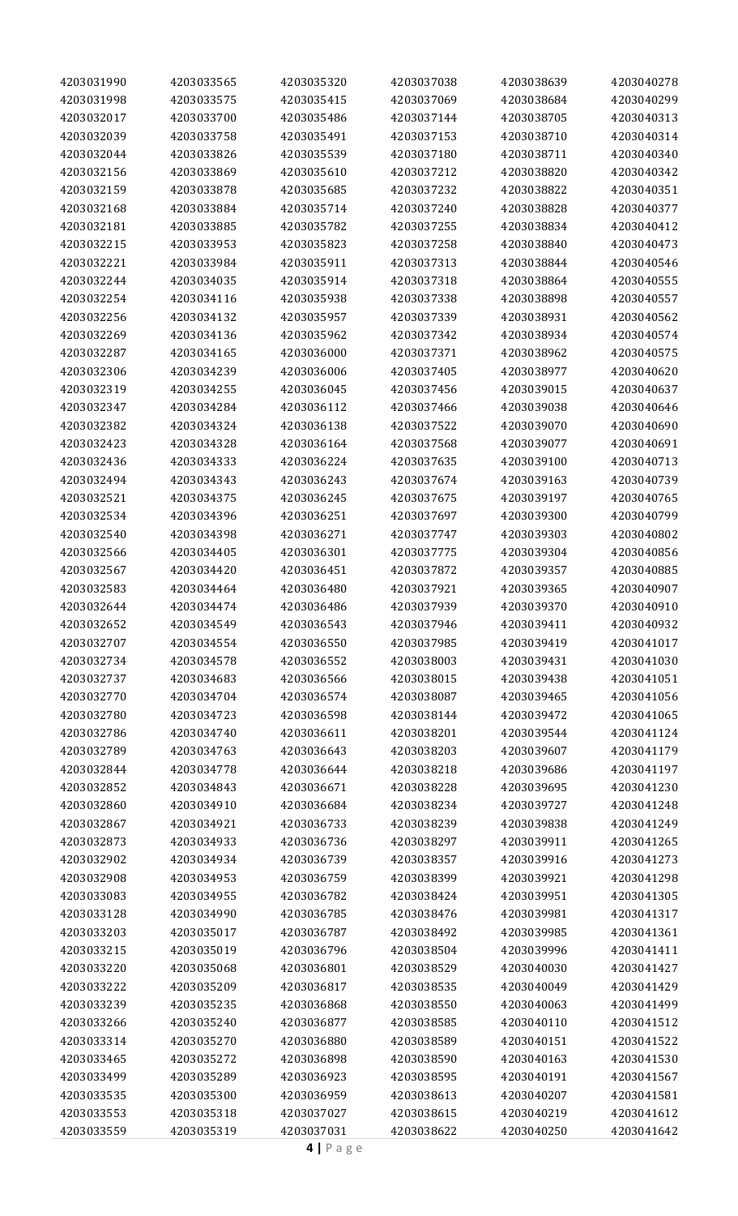| | | | | | |
|---|---|---|---|---|---|
| 4203031990 | 4203033565 | 4203035320 | 4203037038 | 4203038639 | 4203040278 |
| 4203031998 | 4203033575 | 4203035415 | 4203037069 | 4203038684 | 4203040299 |
| 4203032017 | 4203033700 | 4203035486 | 4203037144 | 4203038705 | 4203040313 |
| 4203032039 | 4203033758 | 4203035491 | 4203037153 | 4203038710 | 4203040314 |
| 4203032044 | 4203033826 | 4203035539 | 4203037180 | 4203038711 | 4203040340 |
| 4203032156 | 4203033869 | 4203035610 | 4203037212 | 4203038820 | 4203040342 |
| 4203032159 | 4203033878 | 4203035685 | 4203037232 | 4203038822 | 4203040351 |
| 4203032168 | 4203033884 | 4203035714 | 4203037240 | 4203038828 | 4203040377 |
| 4203032181 | 4203033885 | 4203035782 | 4203037255 | 4203038834 | 4203040412 |
| 4203032215 | 4203033953 | 4203035823 | 4203037258 | 4203038840 | 4203040473 |
| 4203032221 | 4203033984 | 4203035911 | 4203037313 | 4203038844 | 4203040546 |
| 4203032244 | 4203034035 | 4203035914 | 4203037318 | 4203038864 | 4203040555 |
| 4203032254 | 4203034116 | 4203035938 | 4203037338 | 4203038898 | 4203040557 |
| 4203032256 | 4203034132 | 4203035957 | 4203037339 | 4203038931 | 4203040562 |
| 4203032269 | 4203034136 | 4203035962 | 4203037342 | 4203038934 | 4203040574 |
| 4203032287 | 4203034165 | 4203036000 | 4203037371 | 4203038962 | 4203040575 |
| 4203032306 | 4203034239 | 4203036006 | 4203037405 | 4203038977 | 4203040620 |
| 4203032319 | 4203034255 | 4203036045 | 4203037456 | 4203039015 | 4203040637 |
| 4203032347 | 4203034284 | 4203036112 | 4203037466 | 4203039038 | 4203040646 |
| 4203032382 | 4203034324 | 4203036138 | 4203037522 | 4203039070 | 4203040690 |
| 4203032423 | 4203034328 | 4203036164 | 4203037568 | 4203039077 | 4203040691 |
| 4203032436 | 4203034333 | 4203036224 | 4203037635 | 4203039100 | 4203040713 |
| 4203032494 | 4203034343 | 4203036243 | 4203037674 | 4203039163 | 4203040739 |
| 4203032521 | 4203034375 | 4203036245 | 4203037675 | 4203039197 | 4203040765 |
| 4203032534 | 4203034396 | 4203036251 | 4203037697 | 4203039300 | 4203040799 |
| 4203032540 | 4203034398 | 4203036271 | 4203037747 | 4203039303 | 4203040802 |
| 4203032566 | 4203034405 | 4203036301 | 4203037775 | 4203039304 | 4203040856 |
| 4203032567 | 4203034420 | 4203036451 | 4203037872 | 4203039357 | 4203040885 |
| 4203032583 | 4203034464 | 4203036480 | 4203037921 | 4203039365 | 4203040907 |
| 4203032644 | 4203034474 | 4203036486 | 4203037939 | 4203039370 | 4203040910 |
| 4203032652 | 4203034549 | 4203036543 | 4203037946 | 4203039411 | 4203040932 |
| 4203032707 | 4203034554 | 4203036550 | 4203037985 | 4203039419 | 4203041017 |
| 4203032734 | 4203034578 | 4203036552 | 4203038003 | 4203039431 | 4203041030 |
| 4203032737 | 4203034683 | 4203036566 | 4203038015 | 4203039438 | 4203041051 |
| 4203032770 | 4203034704 | 4203036574 | 4203038087 | 4203039465 | 4203041056 |
| 4203032780 | 4203034723 | 4203036598 | 4203038144 | 4203039472 | 4203041065 |
| 4203032786 | 4203034740 | 4203036611 | 4203038201 | 4203039544 | 4203041124 |
| 4203032789 | 4203034763 | 4203036643 | 4203038203 | 4203039607 | 4203041179 |
| 4203032844 | 4203034778 | 4203036644 | 4203038218 | 4203039686 | 4203041197 |
| 4203032852 | 4203034843 | 4203036671 | 4203038228 | 4203039695 | 4203041230 |
| 4203032860 | 4203034910 | 4203036684 | 4203038234 | 4203039727 | 4203041248 |
| 4203032867 | 4203034921 | 4203036733 | 4203038239 | 4203039838 | 4203041249 |
| 4203032873 | 4203034933 | 4203036736 | 4203038297 | 4203039911 | 4203041265 |
| 4203032902 | 4203034934 | 4203036739 | 4203038357 | 4203039916 | 4203041273 |
| 4203032908 | 4203034953 | 4203036759 | 4203038399 | 4203039921 | 4203041298 |
| 4203033083 | 4203034955 | 4203036782 | 4203038424 | 4203039951 | 4203041305 |
| 4203033128 | 4203034990 | 4203036785 | 4203038476 | 4203039981 | 4203041317 |
| 4203033203 | 4203035017 | 4203036787 | 4203038492 | 4203039985 | 4203041361 |
| 4203033215 | 4203035019 | 4203036796 | 4203038504 | 4203039996 | 4203041411 |
| 4203033220 | 4203035068 | 4203036801 | 4203038529 | 4203040030 | 4203041427 |
| 4203033222 | 4203035209 | 4203036817 | 4203038535 | 4203040049 | 4203041429 |
| 4203033239 | 4203035235 | 4203036868 | 4203038550 | 4203040063 | 4203041499 |
| 4203033266 | 4203035240 | 4203036877 | 4203038585 | 4203040110 | 4203041512 |
| 4203033314 | 4203035270 | 4203036880 | 4203038589 | 4203040151 | 4203041522 |
| 4203033465 | 4203035272 | 4203036898 | 4203038590 | 4203040163 | 4203041530 |
| 4203033499 | 4203035289 | 4203036923 | 4203038595 | 4203040191 | 4203041567 |
| 4203033535 | 4203035300 | 4203036959 | 4203038613 | 4203040207 | 4203041581 |
| 4203033553 | 4203035318 | 4203037027 | 4203038615 | 4203040219 | 4203041612 |
| 4203033559 | 4203035319 | 4203037031 | 4203038622 | 4203040250 | 4203041642 |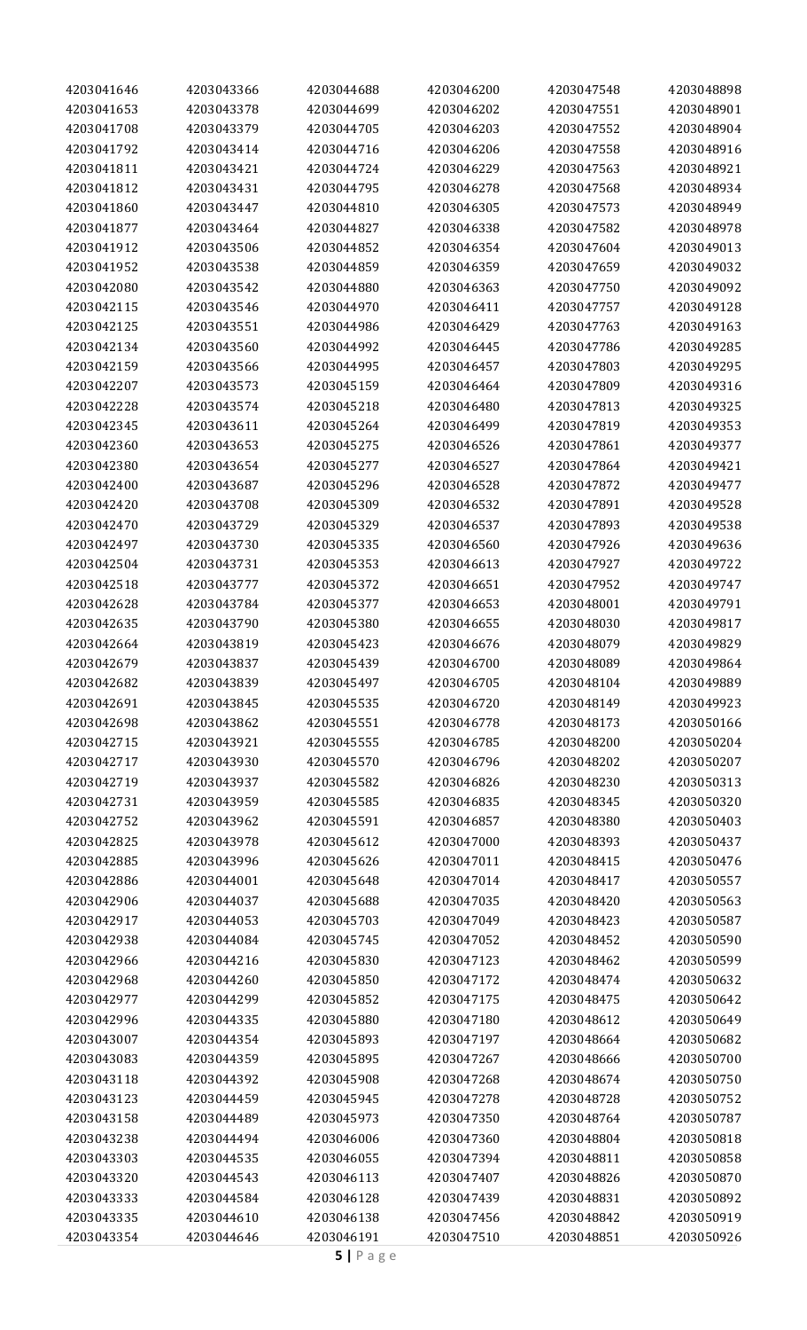| | | | | | |
|---|---|---|---|---|---|
| 4203041646 | 4203043366 | 4203044688 | 4203046200 | 4203047548 | 4203048898 |
| 4203041653 | 4203043378 | 4203044699 | 4203046202 | 4203047551 | 4203048901 |
| 4203041708 | 4203043379 | 4203044705 | 4203046203 | 4203047552 | 4203048904 |
| 4203041792 | 4203043414 | 4203044716 | 4203046206 | 4203047558 | 4203048916 |
| 4203041811 | 4203043421 | 4203044724 | 4203046229 | 4203047563 | 4203048921 |
| 4203041812 | 4203043431 | 4203044795 | 4203046278 | 4203047568 | 4203048934 |
| 4203041860 | 4203043447 | 4203044810 | 4203046305 | 4203047573 | 4203048949 |
| 4203041877 | 4203043464 | 4203044827 | 4203046338 | 4203047582 | 4203048978 |
| 4203041912 | 4203043506 | 4203044852 | 4203046354 | 4203047604 | 4203049013 |
| 4203041952 | 4203043538 | 4203044859 | 4203046359 | 4203047659 | 4203049032 |
| 4203042080 | 4203043542 | 4203044880 | 4203046363 | 4203047750 | 4203049092 |
| 4203042115 | 4203043546 | 4203044970 | 4203046411 | 4203047757 | 4203049128 |
| 4203042125 | 4203043551 | 4203044986 | 4203046429 | 4203047763 | 4203049163 |
| 4203042134 | 4203043560 | 4203044992 | 4203046445 | 4203047786 | 4203049285 |
| 4203042159 | 4203043566 | 4203044995 | 4203046457 | 4203047803 | 4203049295 |
| 4203042207 | 4203043573 | 4203045159 | 4203046464 | 4203047809 | 4203049316 |
| 4203042228 | 4203043574 | 4203045218 | 4203046480 | 4203047813 | 4203049325 |
| 4203042345 | 4203043611 | 4203045264 | 4203046499 | 4203047819 | 4203049353 |
| 4203042360 | 4203043653 | 4203045275 | 4203046526 | 4203047861 | 4203049377 |
| 4203042380 | 4203043654 | 4203045277 | 4203046527 | 4203047864 | 4203049421 |
| 4203042400 | 4203043687 | 4203045296 | 4203046528 | 4203047872 | 4203049477 |
| 4203042420 | 4203043708 | 4203045309 | 4203046532 | 4203047891 | 4203049528 |
| 4203042470 | 4203043729 | 4203045329 | 4203046537 | 4203047893 | 4203049538 |
| 4203042497 | 4203043730 | 4203045335 | 4203046560 | 4203047926 | 4203049636 |
| 4203042504 | 4203043731 | 4203045353 | 4203046613 | 4203047927 | 4203049722 |
| 4203042518 | 4203043777 | 4203045372 | 4203046651 | 4203047952 | 4203049747 |
| 4203042628 | 4203043784 | 4203045377 | 4203046653 | 4203048001 | 4203049791 |
| 4203042635 | 4203043790 | 4203045380 | 4203046655 | 4203048030 | 4203049817 |
| 4203042664 | 4203043819 | 4203045423 | 4203046676 | 4203048079 | 4203049829 |
| 4203042679 | 4203043837 | 4203045439 | 4203046700 | 4203048089 | 4203049864 |
| 4203042682 | 4203043839 | 4203045497 | 4203046705 | 4203048104 | 4203049889 |
| 4203042691 | 4203043845 | 4203045535 | 4203046720 | 4203048149 | 4203049923 |
| 4203042698 | 4203043862 | 4203045551 | 4203046778 | 4203048173 | 4203050166 |
| 4203042715 | 4203043921 | 4203045555 | 4203046785 | 4203048200 | 4203050204 |
| 4203042717 | 4203043930 | 4203045570 | 4203046796 | 4203048202 | 4203050207 |
| 4203042719 | 4203043937 | 4203045582 | 4203046826 | 4203048230 | 4203050313 |
| 4203042731 | 4203043959 | 4203045585 | 4203046835 | 4203048345 | 4203050320 |
| 4203042752 | 4203043962 | 4203045591 | 4203046857 | 4203048380 | 4203050403 |
| 4203042825 | 4203043978 | 4203045612 | 4203047000 | 4203048393 | 4203050437 |
| 4203042885 | 4203043996 | 4203045626 | 4203047011 | 4203048415 | 4203050476 |
| 4203042886 | 4203044001 | 4203045648 | 4203047014 | 4203048417 | 4203050557 |
| 4203042906 | 4203044037 | 4203045688 | 4203047035 | 4203048420 | 4203050563 |
| 4203042917 | 4203044053 | 4203045703 | 4203047049 | 4203048423 | 4203050587 |
| 4203042938 | 4203044084 | 4203045745 | 4203047052 | 4203048452 | 4203050590 |
| 4203042966 | 4203044216 | 4203045830 | 4203047123 | 4203048462 | 4203050599 |
| 4203042968 | 4203044260 | 4203045850 | 4203047172 | 4203048474 | 4203050632 |
| 4203042977 | 4203044299 | 4203045852 | 4203047175 | 4203048475 | 4203050642 |
| 4203042996 | 4203044335 | 4203045880 | 4203047180 | 4203048612 | 4203050649 |
| 4203043007 | 4203044354 | 4203045893 | 4203047197 | 4203048664 | 4203050682 |
| 4203043083 | 4203044359 | 4203045895 | 4203047267 | 4203048666 | 4203050700 |
| 4203043118 | 4203044392 | 4203045908 | 4203047268 | 4203048674 | 4203050750 |
| 4203043123 | 4203044459 | 4203045945 | 4203047278 | 4203048728 | 4203050752 |
| 4203043158 | 4203044489 | 4203045973 | 4203047350 | 4203048764 | 4203050787 |
| 4203043238 | 4203044494 | 4203046006 | 4203047360 | 4203048804 | 4203050818 |
| 4203043303 | 4203044535 | 4203046055 | 4203047394 | 4203048811 | 4203050858 |
| 4203043320 | 4203044543 | 4203046113 | 4203047407 | 4203048826 | 4203050870 |
| 4203043333 | 4203044584 | 4203046128 | 4203047439 | 4203048831 | 4203050892 |
| 4203043335 | 4203044610 | 4203046138 | 4203047456 | 4203048842 | 4203050919 |
| 4203043354 | 4203044646 | 4203046191 | 4203047510 | 4203048851 | 4203050926 |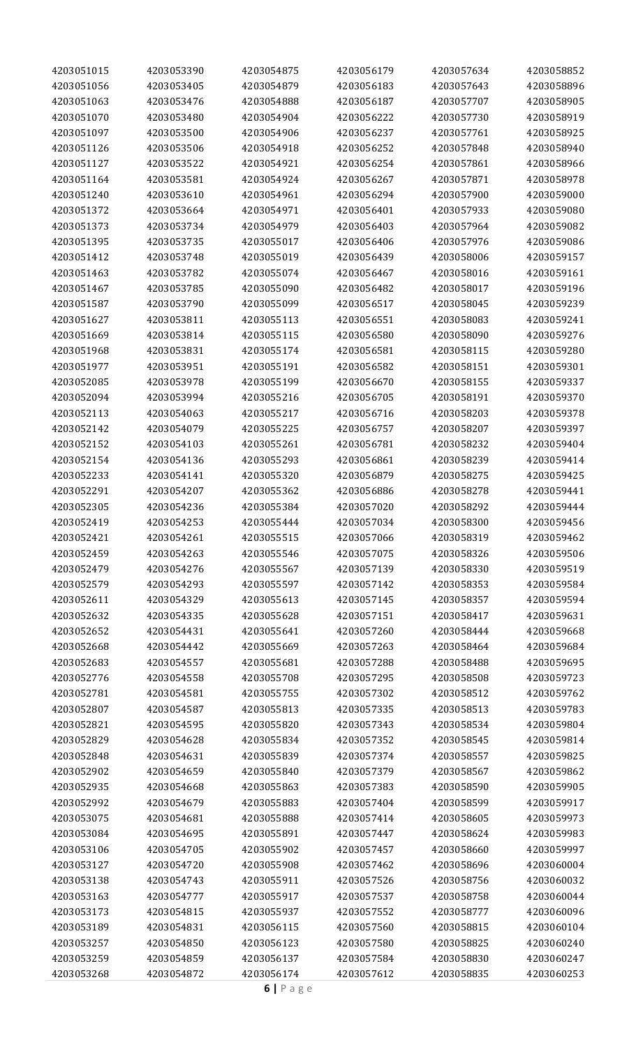| | | | | | |
|---|---|---|---|---|---|
| 4203051015 | 4203053390 | 4203054875 | 4203056179 | 4203057634 | 4203058852 |
| 4203051056 | 4203053405 | 4203054879 | 4203056183 | 4203057643 | 4203058896 |
| 4203051063 | 4203053476 | 4203054888 | 4203056187 | 4203057707 | 4203058905 |
| 4203051070 | 4203053480 | 4203054904 | 4203056222 | 4203057730 | 4203058919 |
| 4203051097 | 4203053500 | 4203054906 | 4203056237 | 4203057761 | 4203058925 |
| 4203051126 | 4203053506 | 4203054918 | 4203056252 | 4203057848 | 4203058940 |
| 4203051127 | 4203053522 | 4203054921 | 4203056254 | 4203057861 | 4203058966 |
| 4203051164 | 4203053581 | 4203054924 | 4203056267 | 4203057871 | 4203058978 |
| 4203051240 | 4203053610 | 4203054961 | 4203056294 | 4203057900 | 4203059000 |
| 4203051372 | 4203053664 | 4203054971 | 4203056401 | 4203057933 | 4203059080 |
| 4203051373 | 4203053734 | 4203054979 | 4203056403 | 4203057964 | 4203059082 |
| 4203051395 | 4203053735 | 4203055017 | 4203056406 | 4203057976 | 4203059086 |
| 4203051412 | 4203053748 | 4203055019 | 4203056439 | 4203058006 | 4203059157 |
| 4203051463 | 4203053782 | 4203055074 | 4203056467 | 4203058016 | 4203059161 |
| 4203051467 | 4203053785 | 4203055090 | 4203056482 | 4203058017 | 4203059196 |
| 4203051587 | 4203053790 | 4203055099 | 4203056517 | 4203058045 | 4203059239 |
| 4203051627 | 4203053811 | 4203055113 | 4203056551 | 4203058083 | 4203059241 |
| 4203051669 | 4203053814 | 4203055115 | 4203056580 | 4203058090 | 4203059276 |
| 4203051968 | 4203053831 | 4203055174 | 4203056581 | 4203058115 | 4203059280 |
| 4203051977 | 4203053951 | 4203055191 | 4203056582 | 4203058151 | 4203059301 |
| 4203052085 | 4203053978 | 4203055199 | 4203056670 | 4203058155 | 4203059337 |
| 4203052094 | 4203053994 | 4203055216 | 4203056705 | 4203058191 | 4203059370 |
| 4203052113 | 4203054063 | 4203055217 | 4203056716 | 4203058203 | 4203059378 |
| 4203052142 | 4203054079 | 4203055225 | 4203056757 | 4203058207 | 4203059397 |
| 4203052152 | 4203054103 | 4203055261 | 4203056781 | 4203058232 | 4203059404 |
| 4203052154 | 4203054136 | 4203055293 | 4203056861 | 4203058239 | 4203059414 |
| 4203052233 | 4203054141 | 4203055320 | 4203056879 | 4203058275 | 4203059425 |
| 4203052291 | 4203054207 | 4203055362 | 4203056886 | 4203058278 | 4203059441 |
| 4203052305 | 4203054236 | 4203055384 | 4203057020 | 4203058292 | 4203059444 |
| 4203052419 | 4203054253 | 4203055444 | 4203057034 | 4203058300 | 4203059456 |
| 4203052421 | 4203054261 | 4203055515 | 4203057066 | 4203058319 | 4203059462 |
| 4203052459 | 4203054263 | 4203055546 | 4203057075 | 4203058326 | 4203059506 |
| 4203052479 | 4203054276 | 4203055567 | 4203057139 | 4203058330 | 4203059519 |
| 4203052579 | 4203054293 | 4203055597 | 4203057142 | 4203058353 | 4203059584 |
| 4203052611 | 4203054329 | 4203055613 | 4203057145 | 4203058357 | 4203059594 |
| 4203052632 | 4203054335 | 4203055628 | 4203057151 | 4203058417 | 4203059631 |
| 4203052652 | 4203054431 | 4203055641 | 4203057260 | 4203058444 | 4203059668 |
| 4203052668 | 4203054442 | 4203055669 | 4203057263 | 4203058464 | 4203059684 |
| 4203052683 | 4203054557 | 4203055681 | 4203057288 | 4203058488 | 4203059695 |
| 4203052776 | 4203054558 | 4203055708 | 4203057295 | 4203058508 | 4203059723 |
| 4203052781 | 4203054581 | 4203055755 | 4203057302 | 4203058512 | 4203059762 |
| 4203052807 | 4203054587 | 4203055813 | 4203057335 | 4203058513 | 4203059783 |
| 4203052821 | 4203054595 | 4203055820 | 4203057343 | 4203058534 | 4203059804 |
| 4203052829 | 4203054628 | 4203055834 | 4203057352 | 4203058545 | 4203059814 |
| 4203052848 | 4203054631 | 4203055839 | 4203057374 | 4203058557 | 4203059825 |
| 4203052902 | 4203054659 | 4203055840 | 4203057379 | 4203058567 | 4203059862 |
| 4203052935 | 4203054668 | 4203055863 | 4203057383 | 4203058590 | 4203059905 |
| 4203052992 | 4203054679 | 4203055883 | 4203057404 | 4203058599 | 4203059917 |
| 4203053075 | 4203054681 | 4203055888 | 4203057414 | 4203058605 | 4203059973 |
| 4203053084 | 4203054695 | 4203055891 | 4203057447 | 4203058624 | 4203059983 |
| 4203053106 | 4203054705 | 4203055902 | 4203057457 | 4203058660 | 4203059997 |
| 4203053127 | 4203054720 | 4203055908 | 4203057462 | 4203058696 | 4203060004 |
| 4203053138 | 4203054743 | 4203055911 | 4203057526 | 4203058756 | 4203060032 |
| 4203053163 | 4203054777 | 4203055917 | 4203057537 | 4203058758 | 4203060044 |
| 4203053173 | 4203054815 | 4203055937 | 4203057552 | 4203058777 | 4203060096 |
| 4203053189 | 4203054831 | 4203056115 | 4203057560 | 4203058815 | 4203060104 |
| 4203053257 | 4203054850 | 4203056123 | 4203057580 | 4203058825 | 4203060240 |
| 4203053259 | 4203054859 | 4203056137 | 4203057584 | 4203058830 | 4203060247 |
| 4203053268 | 4203054872 | 4203056174 | 4203057612 | 4203058835 | 4203060253 |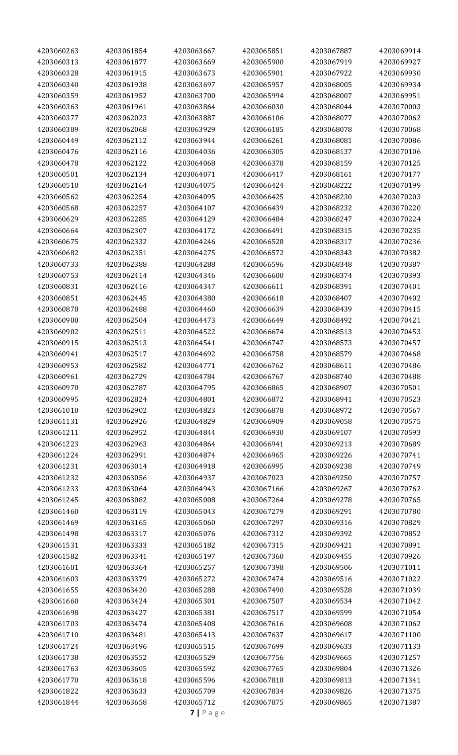| | | | | | |
|---|---|---|---|---|---|
| 4203060263 | 4203061854 | 4203063667 | 4203065851 | 4203067887 | 4203069914 |
| 4203060313 | 4203061877 | 4203063669 | 4203065900 | 4203067919 | 4203069927 |
| 4203060328 | 4203061915 | 4203063673 | 4203065901 | 4203067922 | 4203069930 |
| 4203060340 | 4203061938 | 4203063697 | 4203065957 | 4203068005 | 4203069934 |
| 4203060359 | 4203061952 | 4203063700 | 4203065994 | 4203068007 | 4203069951 |
| 4203060363 | 4203061961 | 4203063864 | 4203066030 | 4203068044 | 4203070003 |
| 4203060377 | 4203062023 | 4203063887 | 4203066106 | 4203068077 | 4203070062 |
| 4203060389 | 4203062068 | 4203063929 | 4203066185 | 4203068078 | 4203070068 |
| 4203060449 | 4203062112 | 4203063944 | 4203066261 | 4203068081 | 4203070086 |
| 4203060476 | 4203062116 | 4203064036 | 4203066305 | 4203068137 | 4203070106 |
| 4203060478 | 4203062122 | 4203064068 | 4203066378 | 4203068159 | 4203070125 |
| 4203060501 | 4203062134 | 4203064071 | 4203066417 | 4203068161 | 4203070177 |
| 4203060510 | 4203062164 | 4203064075 | 4203066424 | 4203068222 | 4203070199 |
| 4203060562 | 4203062254 | 4203064095 | 4203066425 | 4203068230 | 4203070203 |
| 4203060568 | 4203062257 | 4203064107 | 4203066439 | 4203068232 | 4203070220 |
| 4203060629 | 4203062285 | 4203064129 | 4203066484 | 4203068247 | 4203070224 |
| 4203060664 | 4203062307 | 4203064172 | 4203066491 | 4203068315 | 4203070235 |
| 4203060675 | 4203062332 | 4203064246 | 4203066528 | 4203068317 | 4203070236 |
| 4203060682 | 4203062351 | 4203064275 | 4203066572 | 4203068343 | 4203070382 |
| 4203060733 | 4203062388 | 4203064288 | 4203066596 | 4203068348 | 4203070387 |
| 4203060753 | 4203062414 | 4203064346 | 4203066600 | 4203068374 | 4203070393 |
| 4203060831 | 4203062416 | 4203064347 | 4203066611 | 4203068391 | 4203070401 |
| 4203060851 | 4203062445 | 4203064380 | 4203066618 | 4203068407 | 4203070402 |
| 4203060878 | 4203062488 | 4203064460 | 4203066639 | 4203068439 | 4203070415 |
| 4203060900 | 4203062504 | 4203064473 | 4203066649 | 4203068492 | 4203070421 |
| 4203060902 | 4203062511 | 4203064522 | 4203066674 | 4203068513 | 4203070453 |
| 4203060915 | 4203062513 | 4203064541 | 4203066747 | 4203068573 | 4203070457 |
| 4203060941 | 4203062517 | 4203064692 | 4203066758 | 4203068579 | 4203070468 |
| 4203060953 | 4203062582 | 4203064771 | 4203066762 | 4203068611 | 4203070486 |
| 4203060961 | 4203062729 | 4203064784 | 4203066767 | 4203068740 | 4203070488 |
| 4203060970 | 4203062787 | 4203064795 | 4203066865 | 4203068907 | 4203070501 |
| 4203060995 | 4203062824 | 4203064801 | 4203066872 | 4203068941 | 4203070523 |
| 4203061010 | 4203062902 | 4203064823 | 4203066878 | 4203068972 | 4203070567 |
| 4203061131 | 4203062926 | 4203064829 | 4203066909 | 4203069058 | 4203070575 |
| 4203061211 | 4203062952 | 4203064844 | 4203066930 | 4203069107 | 4203070593 |
| 4203061223 | 4203062963 | 4203064864 | 4203066941 | 4203069213 | 4203070689 |
| 4203061224 | 4203062991 | 4203064874 | 4203066965 | 4203069226 | 4203070741 |
| 4203061231 | 4203063014 | 4203064918 | 4203066995 | 4203069238 | 4203070749 |
| 4203061232 | 4203063056 | 4203064937 | 4203067023 | 4203069250 | 4203070757 |
| 4203061233 | 4203063064 | 4203064943 | 4203067166 | 4203069267 | 4203070762 |
| 4203061245 | 4203063082 | 4203065008 | 4203067264 | 4203069278 | 4203070765 |
| 4203061460 | 4203063119 | 4203065043 | 4203067279 | 4203069291 | 4203070780 |
| 4203061469 | 4203063165 | 4203065060 | 4203067297 | 4203069316 | 4203070829 |
| 4203061498 | 4203063317 | 4203065076 | 4203067312 | 4203069392 | 4203070852 |
| 4203061531 | 4203063333 | 4203065182 | 4203067315 | 4203069421 | 4203070891 |
| 4203061582 | 4203063341 | 4203065197 | 4203067360 | 4203069455 | 4203070926 |
| 4203061601 | 4203063364 | 4203065257 | 4203067398 | 4203069506 | 4203071011 |
| 4203061603 | 4203063379 | 4203065272 | 4203067474 | 4203069516 | 4203071022 |
| 4203061655 | 4203063420 | 4203065288 | 4203067490 | 4203069528 | 4203071039 |
| 4203061660 | 4203063424 | 4203065301 | 4203067507 | 4203069534 | 4203071042 |
| 4203061698 | 4203063427 | 4203065381 | 4203067517 | 4203069599 | 4203071054 |
| 4203061703 | 4203063474 | 4203065408 | 4203067616 | 4203069608 | 4203071062 |
| 4203061710 | 4203063481 | 4203065413 | 4203067637 | 4203069617 | 4203071100 |
| 4203061724 | 4203063496 | 4203065515 | 4203067699 | 4203069633 | 4203071133 |
| 4203061738 | 4203063552 | 4203065529 | 4203067756 | 4203069665 | 4203071257 |
| 4203061763 | 4203063605 | 4203065592 | 4203067765 | 4203069804 | 4203071326 |
| 4203061770 | 4203063618 | 4203065596 | 4203067818 | 4203069813 | 4203071341 |
| 4203061822 | 4203063633 | 4203065709 | 4203067834 | 4203069826 | 4203071375 |
| 4203061844 | 4203063658 | 4203065712 | 4203067875 | 4203069865 | 4203071387 |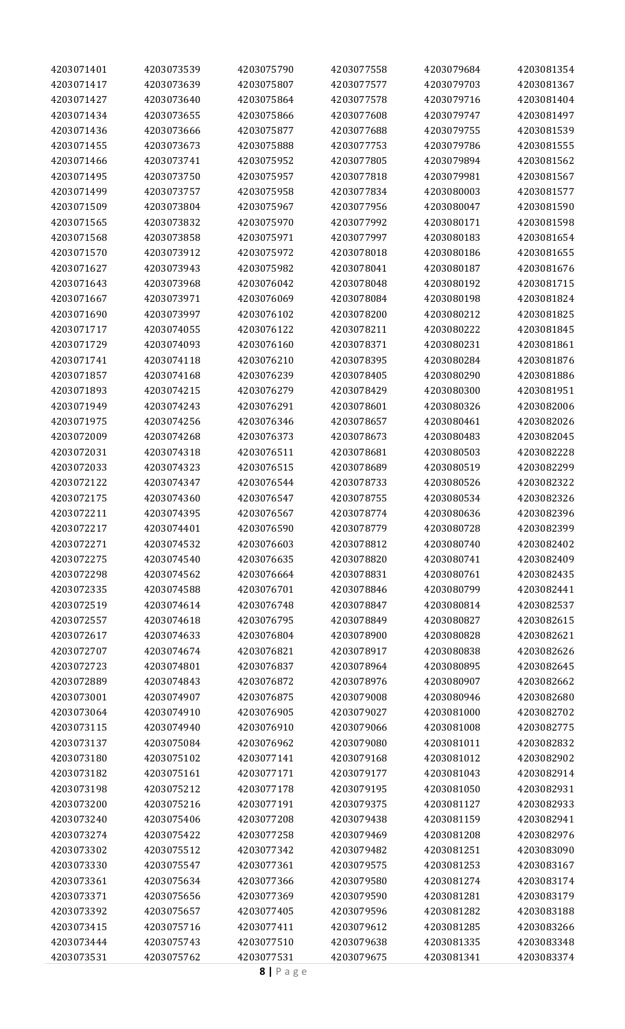| 4203071401 | 4203073539 | 4203075790 | 4203077558 | 4203079684 | 4203081354 |
|---|---|---|---|---|---|
| 4203071417 | 4203073639 | 4203075807 | 4203077577 | 4203079703 | 4203081367 |
| 4203071427 | 4203073640 | 4203075864 | 4203077578 | 4203079716 | 4203081404 |
| 4203071434 | 4203073655 | 4203075866 | 4203077608 | 4203079747 | 4203081497 |
| 4203071436 | 4203073666 | 4203075877 | 4203077688 | 4203079755 | 4203081539 |
| 4203071455 | 4203073673 | 4203075888 | 4203077753 | 4203079786 | 4203081555 |
| 4203071466 | 4203073741 | 4203075952 | 4203077805 | 4203079894 | 4203081562 |
| 4203071495 | 4203073750 | 4203075957 | 4203077818 | 4203079981 | 4203081567 |
| 4203071499 | 4203073757 | 4203075958 | 4203077834 | 4203080003 | 4203081577 |
| 4203071509 | 4203073804 | 4203075967 | 4203077956 | 4203080047 | 4203081590 |
| 4203071565 | 4203073832 | 4203075970 | 4203077992 | 4203080171 | 4203081598 |
| 4203071568 | 4203073858 | 4203075971 | 4203077997 | 4203080183 | 4203081654 |
| 4203071570 | 4203073912 | 4203075972 | 4203078018 | 4203080186 | 4203081655 |
| 4203071627 | 4203073943 | 4203075982 | 4203078041 | 4203080187 | 4203081676 |
| 4203071643 | 4203073968 | 4203076042 | 4203078048 | 4203080192 | 4203081715 |
| 4203071667 | 4203073971 | 4203076069 | 4203078084 | 4203080198 | 4203081824 |
| 4203071690 | 4203073997 | 4203076102 | 4203078200 | 4203080212 | 4203081825 |
| 4203071717 | 4203074055 | 4203076122 | 4203078211 | 4203080222 | 4203081845 |
| 4203071729 | 4203074093 | 4203076160 | 4203078371 | 4203080231 | 4203081861 |
| 4203071741 | 4203074118 | 4203076210 | 4203078395 | 4203080284 | 4203081876 |
| 4203071857 | 4203074168 | 4203076239 | 4203078405 | 4203080290 | 4203081886 |
| 4203071893 | 4203074215 | 4203076279 | 4203078429 | 4203080300 | 4203081951 |
| 4203071949 | 4203074243 | 4203076291 | 4203078601 | 4203080326 | 4203082006 |
| 4203071975 | 4203074256 | 4203076346 | 4203078657 | 4203080461 | 4203082026 |
| 4203072009 | 4203074268 | 4203076373 | 4203078673 | 4203080483 | 4203082045 |
| 4203072031 | 4203074318 | 4203076511 | 4203078681 | 4203080503 | 4203082228 |
| 4203072033 | 4203074323 | 4203076515 | 4203078689 | 4203080519 | 4203082299 |
| 4203072122 | 4203074347 | 4203076544 | 4203078733 | 4203080526 | 4203082322 |
| 4203072175 | 4203074360 | 4203076547 | 4203078755 | 4203080534 | 4203082326 |
| 4203072211 | 4203074395 | 4203076567 | 4203078774 | 4203080636 | 4203082396 |
| 4203072217 | 4203074401 | 4203076590 | 4203078779 | 4203080728 | 4203082399 |
| 4203072271 | 4203074532 | 4203076603 | 4203078812 | 4203080740 | 4203082402 |
| 4203072275 | 4203074540 | 4203076635 | 4203078820 | 4203080741 | 4203082409 |
| 4203072298 | 4203074562 | 4203076664 | 4203078831 | 4203080761 | 4203082435 |
| 4203072335 | 4203074588 | 4203076701 | 4203078846 | 4203080799 | 4203082441 |
| 4203072519 | 4203074614 | 4203076748 | 4203078847 | 4203080814 | 4203082537 |
| 4203072557 | 4203074618 | 4203076795 | 4203078849 | 4203080827 | 4203082615 |
| 4203072617 | 4203074633 | 4203076804 | 4203078900 | 4203080828 | 4203082621 |
| 4203072707 | 4203074674 | 4203076821 | 4203078917 | 4203080838 | 4203082626 |
| 4203072723 | 4203074801 | 4203076837 | 4203078964 | 4203080895 | 4203082645 |
| 4203072889 | 4203074843 | 4203076872 | 4203078976 | 4203080907 | 4203082662 |
| 4203073001 | 4203074907 | 4203076875 | 4203079008 | 4203080946 | 4203082680 |
| 4203073064 | 4203074910 | 4203076905 | 4203079027 | 4203081000 | 4203082702 |
| 4203073115 | 4203074940 | 4203076910 | 4203079066 | 4203081008 | 4203082775 |
| 4203073137 | 4203075084 | 4203076962 | 4203079080 | 4203081011 | 4203082832 |
| 4203073180 | 4203075102 | 4203077141 | 4203079168 | 4203081012 | 4203082902 |
| 4203073182 | 4203075161 | 4203077171 | 4203079177 | 4203081043 | 4203082914 |
| 4203073198 | 4203075212 | 4203077178 | 4203079195 | 4203081050 | 4203082931 |
| 4203073200 | 4203075216 | 4203077191 | 4203079375 | 4203081127 | 4203082933 |
| 4203073240 | 4203075406 | 4203077208 | 4203079438 | 4203081159 | 4203082941 |
| 4203073274 | 4203075422 | 4203077258 | 4203079469 | 4203081208 | 4203082976 |
| 4203073302 | 4203075512 | 4203077342 | 4203079482 | 4203081251 | 4203083090 |
| 4203073330 | 4203075547 | 4203077361 | 4203079575 | 4203081253 | 4203083167 |
| 4203073361 | 4203075634 | 4203077366 | 4203079580 | 4203081274 | 4203083174 |
| 4203073371 | 4203075656 | 4203077369 | 4203079590 | 4203081281 | 4203083179 |
| 4203073392 | 4203075657 | 4203077405 | 4203079596 | 4203081282 | 4203083188 |
| 4203073415 | 4203075716 | 4203077411 | 4203079612 | 4203081285 | 4203083266 |
| 4203073444 | 4203075743 | 4203077510 | 4203079638 | 4203081335 | 4203083348 |
| 4203073531 | 4203075762 | 4203077531 | 4203079675 | 4203081341 | 4203083374 |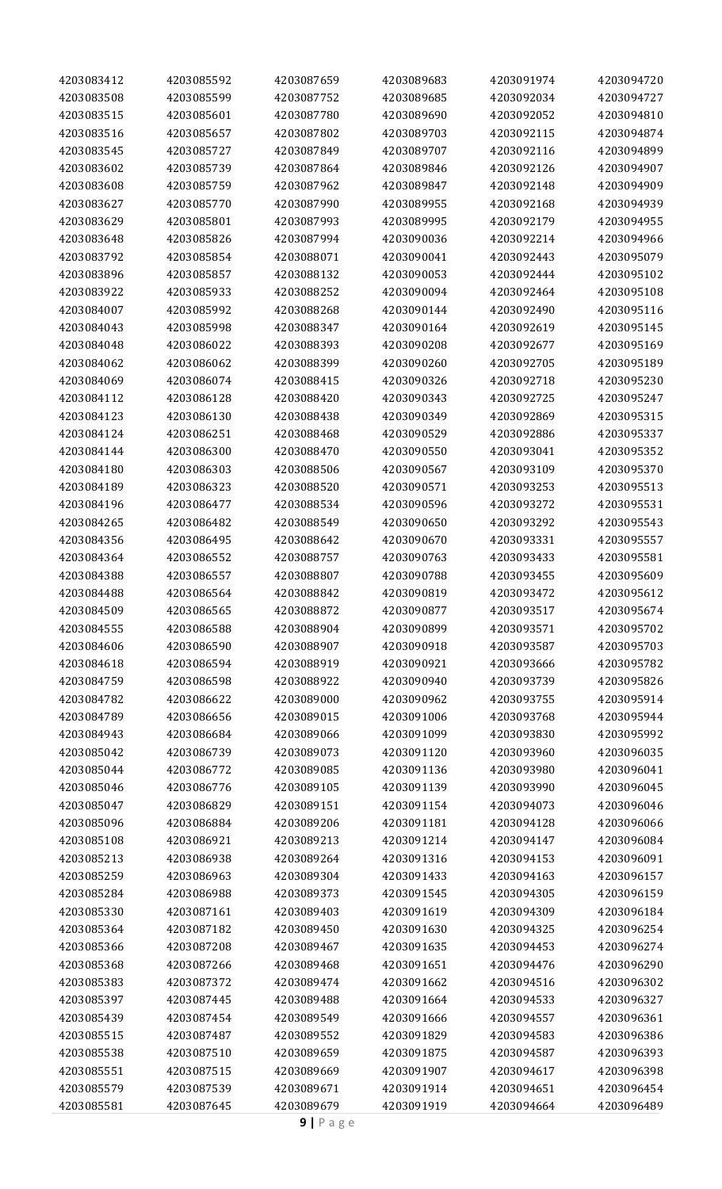| | | | | | |
|---|---|---|---|---|---|
| 4203083412 | 4203085592 | 4203087659 | 4203089683 | 4203091974 | 4203094720 |
| 4203083508 | 4203085599 | 4203087752 | 4203089685 | 4203092034 | 4203094727 |
| 4203083515 | 4203085601 | 4203087780 | 4203089690 | 4203092052 | 4203094810 |
| 4203083516 | 4203085657 | 4203087802 | 4203089703 | 4203092115 | 4203094874 |
| 4203083545 | 4203085727 | 4203087849 | 4203089707 | 4203092116 | 4203094899 |
| 4203083602 | 4203085739 | 4203087864 | 4203089846 | 4203092126 | 4203094907 |
| 4203083608 | 4203085759 | 4203087962 | 4203089847 | 4203092148 | 4203094909 |
| 4203083627 | 4203085770 | 4203087990 | 4203089955 | 4203092168 | 4203094939 |
| 4203083629 | 4203085801 | 4203087993 | 4203089995 | 4203092179 | 4203094955 |
| 4203083648 | 4203085826 | 4203087994 | 4203090036 | 4203092214 | 4203094966 |
| 4203083792 | 4203085854 | 4203088071 | 4203090041 | 4203092443 | 4203095079 |
| 4203083896 | 4203085857 | 4203088132 | 4203090053 | 4203092444 | 4203095102 |
| 4203083922 | 4203085933 | 4203088252 | 4203090094 | 4203092464 | 4203095108 |
| 4203084007 | 4203085992 | 4203088268 | 4203090144 | 4203092490 | 4203095116 |
| 4203084043 | 4203085998 | 4203088347 | 4203090164 | 4203092619 | 4203095145 |
| 4203084048 | 4203086022 | 4203088393 | 4203090208 | 4203092677 | 4203095169 |
| 4203084062 | 4203086062 | 4203088399 | 4203090260 | 4203092705 | 4203095189 |
| 4203084069 | 4203086074 | 4203088415 | 4203090326 | 4203092718 | 4203095230 |
| 4203084112 | 4203086128 | 4203088420 | 4203090343 | 4203092725 | 4203095247 |
| 4203084123 | 4203086130 | 4203088438 | 4203090349 | 4203092869 | 4203095315 |
| 4203084124 | 4203086251 | 4203088468 | 4203090529 | 4203092886 | 4203095337 |
| 4203084144 | 4203086300 | 4203088470 | 4203090550 | 4203093041 | 4203095352 |
| 4203084180 | 4203086303 | 4203088506 | 4203090567 | 4203093109 | 4203095370 |
| 4203084189 | 4203086323 | 4203088520 | 4203090571 | 4203093253 | 4203095513 |
| 4203084196 | 4203086477 | 4203088534 | 4203090596 | 4203093272 | 4203095531 |
| 4203084265 | 4203086482 | 4203088549 | 4203090650 | 4203093292 | 4203095543 |
| 4203084356 | 4203086495 | 4203088642 | 4203090670 | 4203093331 | 4203095557 |
| 4203084364 | 4203086552 | 4203088757 | 4203090763 | 4203093433 | 4203095581 |
| 4203084388 | 4203086557 | 4203088807 | 4203090788 | 4203093455 | 4203095609 |
| 4203084488 | 4203086564 | 4203088842 | 4203090819 | 4203093472 | 4203095612 |
| 4203084509 | 4203086565 | 4203088872 | 4203090877 | 4203093517 | 4203095674 |
| 4203084555 | 4203086588 | 4203088904 | 4203090899 | 4203093571 | 4203095702 |
| 4203084606 | 4203086590 | 4203088907 | 4203090918 | 4203093587 | 4203095703 |
| 4203084618 | 4203086594 | 4203088919 | 4203090921 | 4203093666 | 4203095782 |
| 4203084759 | 4203086598 | 4203088922 | 4203090940 | 4203093739 | 4203095826 |
| 4203084782 | 4203086622 | 4203089000 | 4203090962 | 4203093755 | 4203095914 |
| 4203084789 | 4203086656 | 4203089015 | 4203091006 | 4203093768 | 4203095944 |
| 4203084943 | 4203086684 | 4203089066 | 4203091099 | 4203093830 | 4203095992 |
| 4203085042 | 4203086739 | 4203089073 | 4203091120 | 4203093960 | 4203096035 |
| 4203085044 | 4203086772 | 4203089085 | 4203091136 | 4203093980 | 4203096041 |
| 4203085046 | 4203086776 | 4203089105 | 4203091139 | 4203093990 | 4203096045 |
| 4203085047 | 4203086829 | 4203089151 | 4203091154 | 4203094073 | 4203096046 |
| 4203085096 | 4203086884 | 4203089206 | 4203091181 | 4203094128 | 4203096066 |
| 4203085108 | 4203086921 | 4203089213 | 4203091214 | 4203094147 | 4203096084 |
| 4203085213 | 4203086938 | 4203089264 | 4203091316 | 4203094153 | 4203096091 |
| 4203085259 | 4203086963 | 4203089304 | 4203091433 | 4203094163 | 4203096157 |
| 4203085284 | 4203086988 | 4203089373 | 4203091545 | 4203094305 | 4203096159 |
| 4203085330 | 4203087161 | 4203089403 | 4203091619 | 4203094309 | 4203096184 |
| 4203085364 | 4203087182 | 4203089450 | 4203091630 | 4203094325 | 4203096254 |
| 4203085366 | 4203087208 | 4203089467 | 4203091635 | 4203094453 | 4203096274 |
| 4203085368 | 4203087266 | 4203089468 | 4203091651 | 4203094476 | 4203096290 |
| 4203085383 | 4203087372 | 4203089474 | 4203091662 | 4203094516 | 4203096302 |
| 4203085397 | 4203087445 | 4203089488 | 4203091664 | 4203094533 | 4203096327 |
| 4203085439 | 4203087454 | 4203089549 | 4203091666 | 4203094557 | 4203096361 |
| 4203085515 | 4203087487 | 4203089552 | 4203091829 | 4203094583 | 4203096386 |
| 4203085538 | 4203087510 | 4203089659 | 4203091875 | 4203094587 | 4203096393 |
| 4203085551 | 4203087515 | 4203089669 | 4203091907 | 4203094617 | 4203096398 |
| 4203085579 | 4203087539 | 4203089671 | 4203091914 | 4203094651 | 4203096454 |
| 4203085581 | 4203087645 | 4203089679 | 4203091919 | 4203094664 | 4203096489 |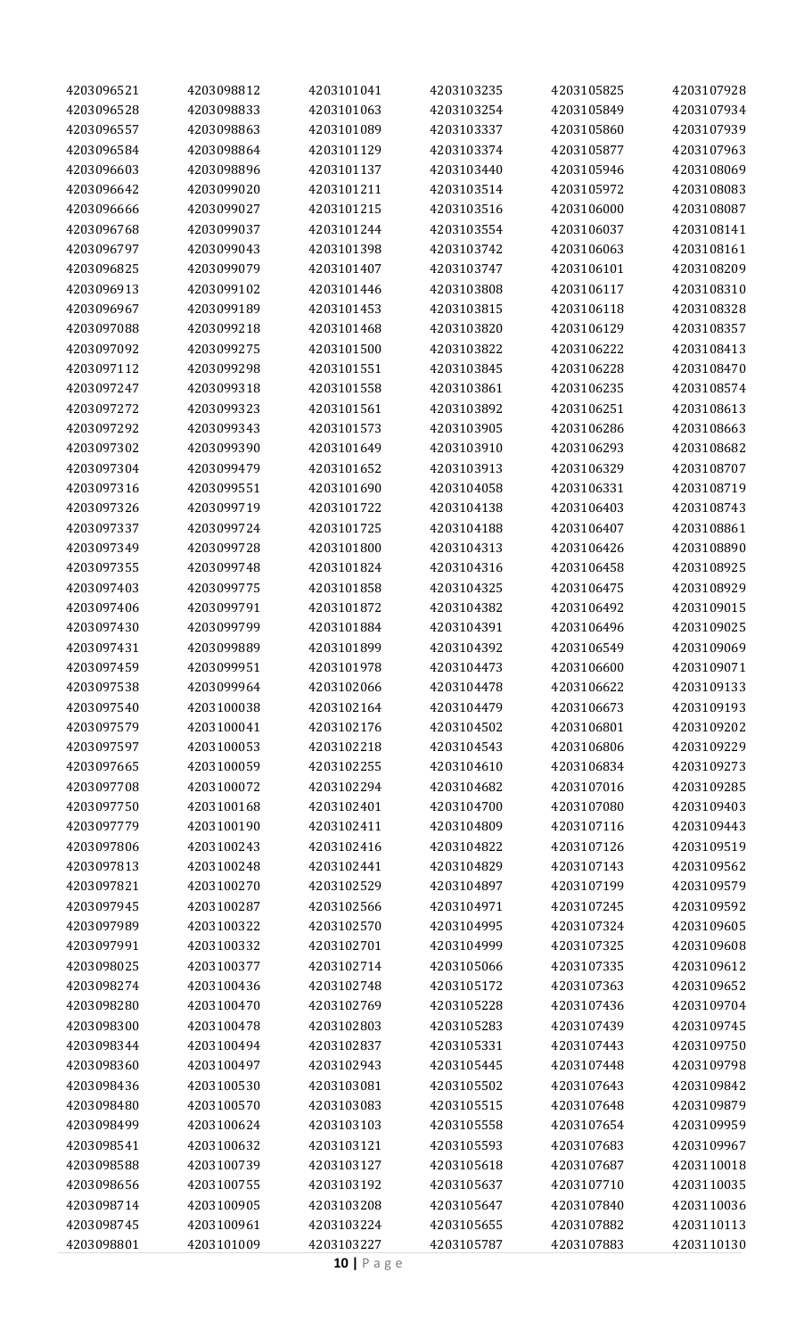| | | | | | |
|---|---|---|---|---|---|
| 4203096521 | 4203098812 | 4203101041 | 4203103235 | 4203105825 | 4203107928 |
| 4203096528 | 4203098833 | 4203101063 | 4203103254 | 4203105849 | 4203107934 |
| 4203096557 | 4203098863 | 4203101089 | 4203103337 | 4203105860 | 4203107939 |
| 4203096584 | 4203098864 | 4203101129 | 4203103374 | 4203105877 | 4203107963 |
| 4203096603 | 4203098896 | 4203101137 | 4203103440 | 4203105946 | 4203108069 |
| 4203096642 | 4203099020 | 4203101211 | 4203103514 | 4203105972 | 4203108083 |
| 4203096666 | 4203099027 | 4203101215 | 4203103516 | 4203106000 | 4203108087 |
| 4203096768 | 4203099037 | 4203101244 | 4203103554 | 4203106037 | 4203108141 |
| 4203096797 | 4203099043 | 4203101398 | 4203103742 | 4203106063 | 4203108161 |
| 4203096825 | 4203099079 | 4203101407 | 4203103747 | 4203106101 | 4203108209 |
| 4203096913 | 4203099102 | 4203101446 | 4203103808 | 4203106117 | 4203108310 |
| 4203096967 | 4203099189 | 4203101453 | 4203103815 | 4203106118 | 4203108328 |
| 4203097088 | 4203099218 | 4203101468 | 4203103820 | 4203106129 | 4203108357 |
| 4203097092 | 4203099275 | 4203101500 | 4203103822 | 4203106222 | 4203108413 |
| 4203097112 | 4203099298 | 4203101551 | 4203103845 | 4203106228 | 4203108470 |
| 4203097247 | 4203099318 | 4203101558 | 4203103861 | 4203106235 | 4203108574 |
| 4203097272 | 4203099323 | 4203101561 | 4203103892 | 4203106251 | 4203108613 |
| 4203097292 | 4203099343 | 4203101573 | 4203103905 | 4203106286 | 4203108663 |
| 4203097302 | 4203099390 | 4203101649 | 4203103910 | 4203106293 | 4203108682 |
| 4203097304 | 4203099479 | 4203101652 | 4203103913 | 4203106329 | 4203108707 |
| 4203097316 | 4203099551 | 4203101690 | 4203104058 | 4203106331 | 4203108719 |
| 4203097326 | 4203099719 | 4203101722 | 4203104138 | 4203106403 | 4203108743 |
| 4203097337 | 4203099724 | 4203101725 | 4203104188 | 4203106407 | 4203108861 |
| 4203097349 | 4203099728 | 4203101800 | 4203104313 | 4203106426 | 4203108890 |
| 4203097355 | 4203099748 | 4203101824 | 4203104316 | 4203106458 | 4203108925 |
| 4203097403 | 4203099775 | 4203101858 | 4203104325 | 4203106475 | 4203108929 |
| 4203097406 | 4203099791 | 4203101872 | 4203104382 | 4203106492 | 4203109015 |
| 4203097430 | 4203099799 | 4203101884 | 4203104391 | 4203106496 | 4203109025 |
| 4203097431 | 4203099889 | 4203101899 | 4203104392 | 4203106549 | 4203109069 |
| 4203097459 | 4203099951 | 4203101978 | 4203104473 | 4203106600 | 4203109071 |
| 4203097538 | 4203099964 | 4203102066 | 4203104478 | 4203106622 | 4203109133 |
| 4203097540 | 4203100038 | 4203102164 | 4203104479 | 4203106673 | 4203109193 |
| 4203097579 | 4203100041 | 4203102176 | 4203104502 | 4203106801 | 4203109202 |
| 4203097597 | 4203100053 | 4203102218 | 4203104543 | 4203106806 | 4203109229 |
| 4203097665 | 4203100059 | 4203102255 | 4203104610 | 4203106834 | 4203109273 |
| 4203097708 | 4203100072 | 4203102294 | 4203104682 | 4203107016 | 4203109285 |
| 4203097750 | 4203100168 | 4203102401 | 4203104700 | 4203107080 | 4203109403 |
| 4203097779 | 4203100190 | 4203102411 | 4203104809 | 4203107116 | 4203109443 |
| 4203097806 | 4203100243 | 4203102416 | 4203104822 | 4203107126 | 4203109519 |
| 4203097813 | 4203100248 | 4203102441 | 4203104829 | 4203107143 | 4203109562 |
| 4203097821 | 4203100270 | 4203102529 | 4203104897 | 4203107199 | 4203109579 |
| 4203097945 | 4203100287 | 4203102566 | 4203104971 | 4203107245 | 4203109592 |
| 4203097989 | 4203100322 | 4203102570 | 4203104995 | 4203107324 | 4203109605 |
| 4203097991 | 4203100332 | 4203102701 | 4203104999 | 4203107325 | 4203109608 |
| 4203098025 | 4203100377 | 4203102714 | 4203105066 | 4203107335 | 4203109612 |
| 4203098274 | 4203100436 | 4203102748 | 4203105172 | 4203107363 | 4203109652 |
| 4203098280 | 4203100470 | 4203102769 | 4203105228 | 4203107436 | 4203109704 |
| 4203098300 | 4203100478 | 4203102803 | 4203105283 | 4203107439 | 4203109745 |
| 4203098344 | 4203100494 | 4203102837 | 4203105331 | 4203107443 | 4203109750 |
| 4203098360 | 4203100497 | 4203102943 | 4203105445 | 4203107448 | 4203109798 |
| 4203098436 | 4203100530 | 4203103081 | 4203105502 | 4203107643 | 4203109842 |
| 4203098480 | 4203100570 | 4203103083 | 4203105515 | 4203107648 | 4203109879 |
| 4203098499 | 4203100624 | 4203103103 | 4203105558 | 4203107654 | 4203109959 |
| 4203098541 | 4203100632 | 4203103121 | 4203105593 | 4203107683 | 4203109967 |
| 4203098588 | 4203100739 | 4203103127 | 4203105618 | 4203107687 | 4203110018 |
| 4203098656 | 4203100755 | 4203103192 | 4203105637 | 4203107710 | 4203110035 |
| 4203098714 | 4203100905 | 4203103208 | 4203105647 | 4203107840 | 4203110036 |
| 4203098745 | 4203100961 | 4203103224 | 4203105655 | 4203107882 | 4203110113 |
| 4203098801 | 4203101009 | 4203103227 | 4203105787 | 4203107883 | 4203110130 |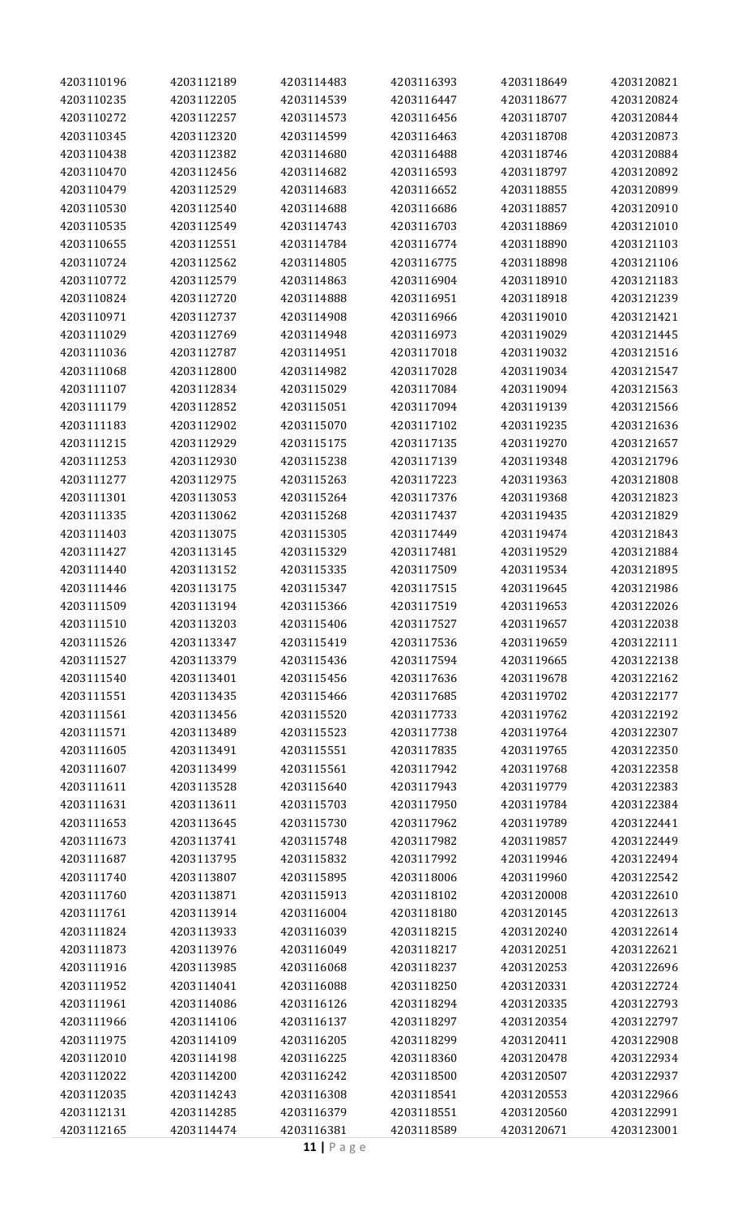| | | | | | |
|---|---|---|---|---|---|
| 4203110196 | 4203112189 | 4203114483 | 4203116393 | 4203118649 | 4203120821 |
| 4203110235 | 4203112205 | 4203114539 | 4203116447 | 4203118677 | 4203120824 |
| 4203110272 | 4203112257 | 4203114573 | 4203116456 | 4203118707 | 4203120844 |
| 4203110345 | 4203112320 | 4203114599 | 4203116463 | 4203118708 | 4203120873 |
| 4203110438 | 4203112382 | 4203114680 | 4203116488 | 4203118746 | 4203120884 |
| 4203110470 | 4203112456 | 4203114682 | 4203116593 | 4203118797 | 4203120892 |
| 4203110479 | 4203112529 | 4203114683 | 4203116652 | 4203118855 | 4203120899 |
| 4203110530 | 4203112540 | 4203114688 | 4203116686 | 4203118857 | 4203120910 |
| 4203110535 | 4203112549 | 4203114743 | 4203116703 | 4203118869 | 4203121010 |
| 4203110655 | 4203112551 | 4203114784 | 4203116774 | 4203118890 | 4203121103 |
| 4203110724 | 4203112562 | 4203114805 | 4203116775 | 4203118898 | 4203121106 |
| 4203110772 | 4203112579 | 4203114863 | 4203116904 | 4203118910 | 4203121183 |
| 4203110824 | 4203112720 | 4203114888 | 4203116951 | 4203118918 | 4203121239 |
| 4203110971 | 4203112737 | 4203114908 | 4203116966 | 4203119010 | 4203121421 |
| 4203111029 | 4203112769 | 4203114948 | 4203116973 | 4203119029 | 4203121445 |
| 4203111036 | 4203112787 | 4203114951 | 4203117018 | 4203119032 | 4203121516 |
| 4203111068 | 4203112800 | 4203114982 | 4203117028 | 4203119034 | 4203121547 |
| 4203111107 | 4203112834 | 4203115029 | 4203117084 | 4203119094 | 4203121563 |
| 4203111179 | 4203112852 | 4203115051 | 4203117094 | 4203119139 | 4203121566 |
| 4203111183 | 4203112902 | 4203115070 | 4203117102 | 4203119235 | 4203121636 |
| 4203111215 | 4203112929 | 4203115175 | 4203117135 | 4203119270 | 4203121657 |
| 4203111253 | 4203112930 | 4203115238 | 4203117139 | 4203119348 | 4203121796 |
| 4203111277 | 4203112975 | 4203115263 | 4203117223 | 4203119363 | 4203121808 |
| 4203111301 | 4203113053 | 4203115264 | 4203117376 | 4203119368 | 4203121823 |
| 4203111335 | 4203113062 | 4203115268 | 4203117437 | 4203119435 | 4203121829 |
| 4203111403 | 4203113075 | 4203115305 | 4203117449 | 4203119474 | 4203121843 |
| 4203111427 | 4203113145 | 4203115329 | 4203117481 | 4203119529 | 4203121884 |
| 4203111440 | 4203113152 | 4203115335 | 4203117509 | 4203119534 | 4203121895 |
| 4203111446 | 4203113175 | 4203115347 | 4203117515 | 4203119645 | 4203121986 |
| 4203111509 | 4203113194 | 4203115366 | 4203117519 | 4203119653 | 4203122026 |
| 4203111510 | 4203113203 | 4203115406 | 4203117527 | 4203119657 | 4203122038 |
| 4203111526 | 4203113347 | 4203115419 | 4203117536 | 4203119659 | 4203122111 |
| 4203111527 | 4203113379 | 4203115436 | 4203117594 | 4203119665 | 4203122138 |
| 4203111540 | 4203113401 | 4203115456 | 4203117636 | 4203119678 | 4203122162 |
| 4203111551 | 4203113435 | 4203115466 | 4203117685 | 4203119702 | 4203122177 |
| 4203111561 | 4203113456 | 4203115520 | 4203117733 | 4203119762 | 4203122192 |
| 4203111571 | 4203113489 | 4203115523 | 4203117738 | 4203119764 | 4203122307 |
| 4203111605 | 4203113491 | 4203115551 | 4203117835 | 4203119765 | 4203122350 |
| 4203111607 | 4203113499 | 4203115561 | 4203117942 | 4203119768 | 4203122358 |
| 4203111611 | 4203113528 | 4203115640 | 4203117943 | 4203119779 | 4203122383 |
| 4203111631 | 4203113611 | 4203115703 | 4203117950 | 4203119784 | 4203122384 |
| 4203111653 | 4203113645 | 4203115730 | 4203117962 | 4203119789 | 4203122441 |
| 4203111673 | 4203113741 | 4203115748 | 4203117982 | 4203119857 | 4203122449 |
| 4203111687 | 4203113795 | 4203115832 | 4203117992 | 4203119946 | 4203122494 |
| 4203111740 | 4203113807 | 4203115895 | 4203118006 | 4203119960 | 4203122542 |
| 4203111760 | 4203113871 | 4203115913 | 4203118102 | 4203120008 | 4203122610 |
| 4203111761 | 4203113914 | 4203116004 | 4203118180 | 4203120145 | 4203122613 |
| 4203111824 | 4203113933 | 4203116039 | 4203118215 | 4203120240 | 4203122614 |
| 4203111873 | 4203113976 | 4203116049 | 4203118217 | 4203120251 | 4203122621 |
| 4203111916 | 4203113985 | 4203116068 | 4203118237 | 4203120253 | 4203122696 |
| 4203111952 | 4203114041 | 4203116088 | 4203118250 | 4203120331 | 4203122724 |
| 4203111961 | 4203114086 | 4203116126 | 4203118294 | 4203120335 | 4203122793 |
| 4203111966 | 4203114106 | 4203116137 | 4203118297 | 4203120354 | 4203122797 |
| 4203111975 | 4203114109 | 4203116205 | 4203118299 | 4203120411 | 4203122908 |
| 4203112010 | 4203114198 | 4203116225 | 4203118360 | 4203120478 | 4203122934 |
| 4203112022 | 4203114200 | 4203116242 | 4203118500 | 4203120507 | 4203122937 |
| 4203112035 | 4203114243 | 4203116308 | 4203118541 | 4203120553 | 4203122966 |
| 4203112131 | 4203114285 | 4203116379 | 4203118551 | 4203120560 | 4203122991 |
| 4203112165 | 4203114474 | 4203116381 | 4203118589 | 4203120671 | 4203123001 |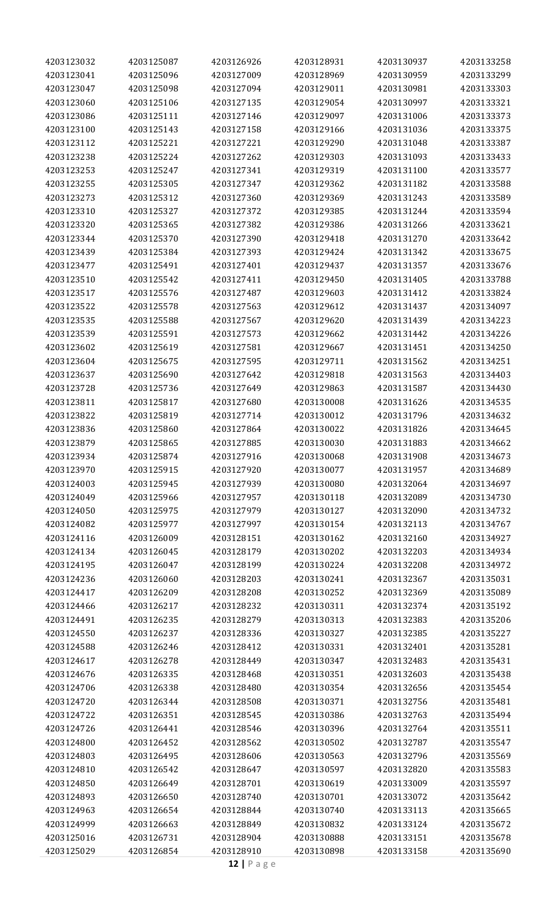| | | | | | |
|---|---|---|---|---|---|
| 4203123032 | 4203125087 | 4203126926 | 4203128931 | 4203130937 | 4203133258 |
| 4203123041 | 4203125096 | 4203127009 | 4203128969 | 4203130959 | 4203133299 |
| 4203123047 | 4203125098 | 4203127094 | 4203129011 | 4203130981 | 4203133303 |
| 4203123060 | 4203125106 | 4203127135 | 4203129054 | 4203130997 | 4203133321 |
| 4203123086 | 4203125111 | 4203127146 | 4203129097 | 4203131006 | 4203133373 |
| 4203123100 | 4203125143 | 4203127158 | 4203129166 | 4203131036 | 4203133375 |
| 4203123112 | 4203125221 | 4203127221 | 4203129290 | 4203131048 | 4203133387 |
| 4203123238 | 4203125224 | 4203127262 | 4203129303 | 4203131093 | 4203133433 |
| 4203123253 | 4203125247 | 4203127341 | 4203129319 | 4203131100 | 4203133577 |
| 4203123255 | 4203125305 | 4203127347 | 4203129362 | 4203131182 | 4203133588 |
| 4203123273 | 4203125312 | 4203127360 | 4203129369 | 4203131243 | 4203133589 |
| 4203123310 | 4203125327 | 4203127372 | 4203129385 | 4203131244 | 4203133594 |
| 4203123320 | 4203125365 | 4203127382 | 4203129386 | 4203131266 | 4203133621 |
| 4203123344 | 4203125370 | 4203127390 | 4203129418 | 4203131270 | 4203133642 |
| 4203123439 | 4203125384 | 4203127393 | 4203129424 | 4203131342 | 4203133675 |
| 4203123477 | 4203125491 | 4203127401 | 4203129437 | 4203131357 | 4203133676 |
| 4203123510 | 4203125542 | 4203127411 | 4203129450 | 4203131405 | 4203133788 |
| 4203123517 | 4203125576 | 4203127487 | 4203129603 | 4203131412 | 4203133824 |
| 4203123522 | 4203125578 | 4203127563 | 4203129612 | 4203131437 | 4203134097 |
| 4203123535 | 4203125588 | 4203127567 | 4203129620 | 4203131439 | 4203134223 |
| 4203123539 | 4203125591 | 4203127573 | 4203129662 | 4203131442 | 4203134226 |
| 4203123602 | 4203125619 | 4203127581 | 4203129667 | 4203131451 | 4203134250 |
| 4203123604 | 4203125675 | 4203127595 | 4203129711 | 4203131562 | 4203134251 |
| 4203123637 | 4203125690 | 4203127642 | 4203129818 | 4203131563 | 4203134403 |
| 4203123728 | 4203125736 | 4203127649 | 4203129863 | 4203131587 | 4203134430 |
| 4203123811 | 4203125817 | 4203127680 | 4203130008 | 4203131626 | 4203134535 |
| 4203123822 | 4203125819 | 4203127714 | 4203130012 | 4203131796 | 4203134632 |
| 4203123836 | 4203125860 | 4203127864 | 4203130022 | 4203131826 | 4203134645 |
| 4203123879 | 4203125865 | 4203127885 | 4203130030 | 4203131883 | 4203134662 |
| 4203123934 | 4203125874 | 4203127916 | 4203130068 | 4203131908 | 4203134673 |
| 4203123970 | 4203125915 | 4203127920 | 4203130077 | 4203131957 | 4203134689 |
| 4203124003 | 4203125945 | 4203127939 | 4203130080 | 4203132064 | 4203134697 |
| 4203124049 | 4203125966 | 4203127957 | 4203130118 | 4203132089 | 4203134730 |
| 4203124050 | 4203125975 | 4203127979 | 4203130127 | 4203132090 | 4203134732 |
| 4203124082 | 4203125977 | 4203127997 | 4203130154 | 4203132113 | 4203134767 |
| 4203124116 | 4203126009 | 4203128151 | 4203130162 | 4203132160 | 4203134927 |
| 4203124134 | 4203126045 | 4203128179 | 4203130202 | 4203132203 | 4203134934 |
| 4203124195 | 4203126047 | 4203128199 | 4203130224 | 4203132208 | 4203134972 |
| 4203124236 | 4203126060 | 4203128203 | 4203130241 | 4203132367 | 4203135031 |
| 4203124417 | 4203126209 | 4203128208 | 4203130252 | 4203132369 | 4203135089 |
| 4203124466 | 4203126217 | 4203128232 | 4203130311 | 4203132374 | 4203135192 |
| 4203124491 | 4203126235 | 4203128279 | 4203130313 | 4203132383 | 4203135206 |
| 4203124550 | 4203126237 | 4203128336 | 4203130327 | 4203132385 | 4203135227 |
| 4203124588 | 4203126246 | 4203128412 | 4203130331 | 4203132401 | 4203135281 |
| 4203124617 | 4203126278 | 4203128449 | 4203130347 | 4203132483 | 4203135431 |
| 4203124676 | 4203126335 | 4203128468 | 4203130351 | 4203132603 | 4203135438 |
| 4203124706 | 4203126338 | 4203128480 | 4203130354 | 4203132656 | 4203135454 |
| 4203124720 | 4203126344 | 4203128508 | 4203130371 | 4203132756 | 4203135481 |
| 4203124722 | 4203126351 | 4203128545 | 4203130386 | 4203132763 | 4203135494 |
| 4203124726 | 4203126441 | 4203128546 | 4203130396 | 4203132764 | 4203135511 |
| 4203124800 | 4203126452 | 4203128562 | 4203130502 | 4203132787 | 4203135547 |
| 4203124803 | 4203126495 | 4203128606 | 4203130563 | 4203132796 | 4203135569 |
| 4203124810 | 4203126542 | 4203128647 | 4203130597 | 4203132820 | 4203135583 |
| 4203124850 | 4203126649 | 4203128701 | 4203130619 | 4203133009 | 4203135597 |
| 4203124893 | 4203126650 | 4203128740 | 4203130701 | 4203133072 | 4203135642 |
| 4203124963 | 4203126654 | 4203128844 | 4203130740 | 4203133113 | 4203135665 |
| 4203124999 | 4203126663 | 4203128849 | 4203130832 | 4203133124 | 4203135672 |
| 4203125016 | 4203126731 | 4203128904 | 4203130888 | 4203133151 | 4203135678 |
| 4203125029 | 4203126854 | 4203128910 | 4203130898 | 4203133158 | 4203135690 |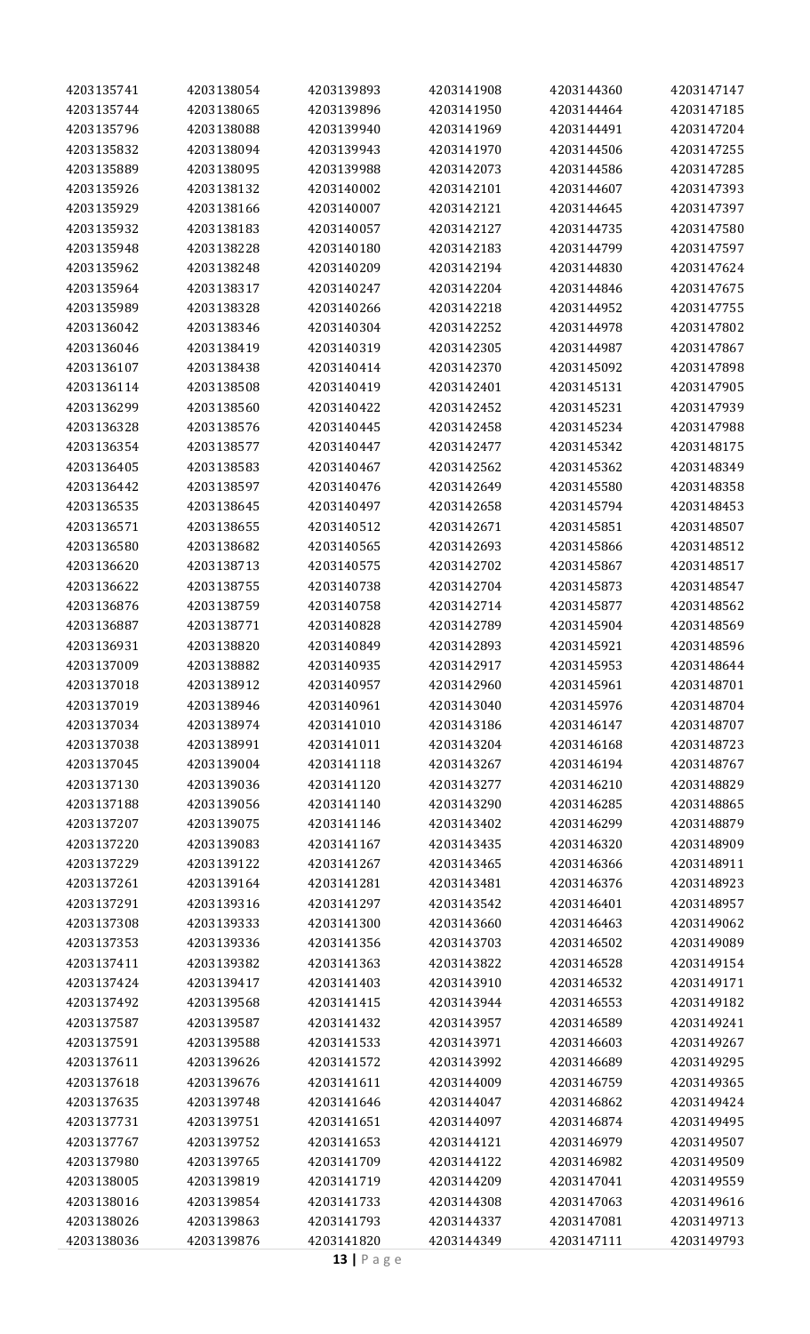4203135741
4203135744
4203135796
4203135832
4203135889
4203135926
4203135929
4203135932
4203135948
4203135962
4203135964
4203135989
4203136042
4203136046
4203136107
4203136114
4203136299
4203136328
4203136354
4203136405
4203136442
4203136535
4203136571
4203136580
4203136620
4203136622
4203136876
4203136887
4203136931
4203137009
4203137018
4203137019
4203137034
4203137038
4203137045
4203137130
4203137188
4203137207
4203137220
4203137229
4203137261
4203137291
4203137308
4203137353
4203137411
4203137424
4203137492
4203137587
4203137591
4203137611
4203137618
4203137635
4203137731
4203137767
4203137980
4203138005
4203138016
4203138026
4203138036
4203138054
4203138065
4203138088
4203138094
4203138095
4203138132
4203138166
4203138183
4203138228
4203138248
4203138317
4203138328
4203138346
4203138419
4203138438
4203138508
4203138560
4203138576
4203138577
4203138583
4203138597
4203138645
4203138655
4203138682
4203138713
4203138755
4203138759
4203138771
4203138820
4203138882
4203138912
4203138946
4203138974
4203138991
4203139004
4203139036
4203139056
4203139075
4203139083
4203139122
4203139164
4203139316
4203139333
4203139336
4203139382
4203139417
4203139568
4203139587
4203139588
4203139626
4203139676
4203139748
4203139751
4203139752
4203139765
4203139819
4203139854
4203139863
4203139876
4203139893
4203139896
4203139940
4203139943
4203139988
4203140002
4203140007
4203140057
4203140180
4203140209
4203140247
4203140266
4203140304
4203140319
4203140414
4203140419
4203140422
4203140445
4203140447
4203140467
4203140476
4203140497
4203140512
4203140565
4203140575
4203140738
4203140758
4203140828
4203140849
4203140935
4203140957
4203140961
4203141010
4203141011
4203141118
4203141120
4203141140
4203141146
4203141167
4203141267
4203141281
4203141297
4203141300
4203141356
4203141363
4203141403
4203141415
4203141432
4203141533
4203141572
4203141611
4203141646
4203141651
4203141653
4203141709
4203141719
4203141733
4203141793
4203141820
4203141908
4203141950
4203141969
4203141970
4203142073
4203142101
4203142121
4203142127
4203142183
4203142194
4203142204
4203142218
4203142252
4203142305
4203142370
4203142401
4203142452
4203142458
4203142477
4203142562
4203142649
4203142658
4203142671
4203142693
4203142702
4203142704
4203142714
4203142789
4203142893
4203142917
4203142960
4203143040
4203143186
4203143204
4203143267
4203143277
4203143290
4203143402
4203143435
4203143465
4203143481
4203143542
4203143660
4203143703
4203143822
4203143910
4203143944
4203143957
4203143971
4203143992
4203144009
4203144047
4203144097
4203144121
4203144122
4203144209
4203144308
4203144337
4203144349
4203144360
4203144464
4203144491
4203144506
4203144586
4203144607
4203144645
4203144735
4203144799
4203144830
4203144846
4203144952
4203144978
4203144987
4203145092
4203145131
4203145231
4203145234
4203145342
4203145362
4203145580
4203145794
4203145851
4203145866
4203145867
4203145873
4203145877
4203145904
4203145921
4203145953
4203145961
4203145976
4203146147
4203146168
4203146194
4203146210
4203146285
4203146299
4203146320
4203146366
4203146376
4203146401
4203146463
4203146502
4203146528
4203146532
4203146553
4203146589
4203146603
4203146689
4203146759
4203146862
4203146874
4203146979
4203146982
4203147041
4203147063
4203147081
4203147111
4203147147
4203147185
4203147204
4203147255
4203147285
4203147393
4203147397
4203147580
4203147597
4203147624
4203147675
4203147755
4203147802
4203147867
4203147898
4203147905
4203147939
4203147988
4203148175
4203148349
4203148358
4203148453
4203148507
4203148512
4203148517
4203148547
4203148562
4203148569
4203148596
4203148644
4203148701
4203148704
4203148707
4203148723
4203148767
4203148829
4203148865
4203148879
4203148909
4203148911
4203148923
4203148957
4203149062
4203149089
4203149154
4203149171
4203149182
4203149241
4203149267
4203149295
4203149365
4203149424
4203149495
4203149507
4203149509
4203149559
4203149616
4203149713
4203149793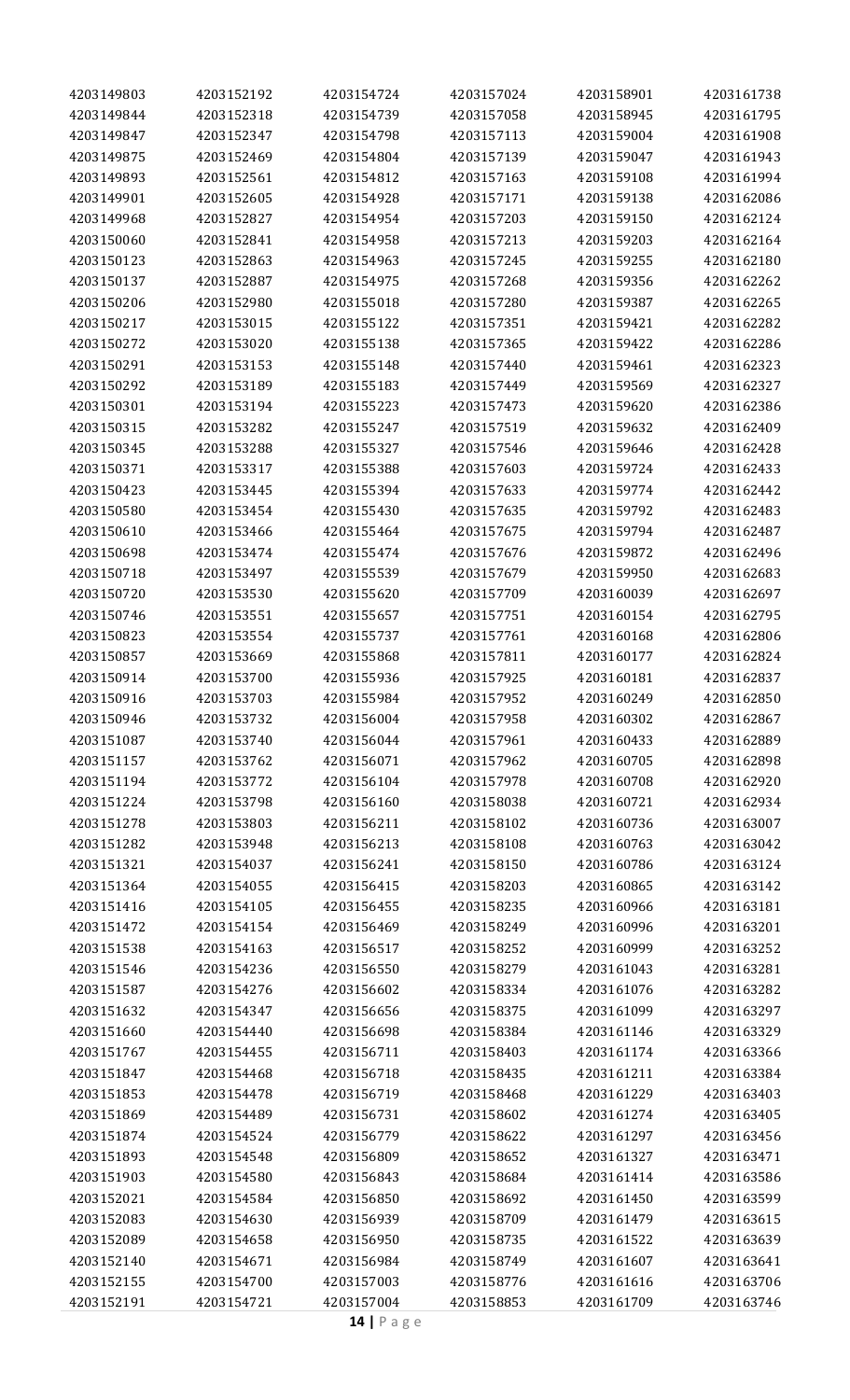| | | | | | |
|---|---|---|---|---|---|
| 4203149803 | 4203152192 | 4203154724 | 4203157024 | 4203158901 | 4203161738 |
| 4203149844 | 4203152318 | 4203154739 | 4203157058 | 4203158945 | 4203161795 |
| 4203149847 | 4203152347 | 4203154798 | 4203157113 | 4203159004 | 4203161908 |
| 4203149875 | 4203152469 | 4203154804 | 4203157139 | 4203159047 | 4203161943 |
| 4203149893 | 4203152561 | 4203154812 | 4203157163 | 4203159108 | 4203161994 |
| 4203149901 | 4203152605 | 4203154928 | 4203157171 | 4203159138 | 4203162086 |
| 4203149968 | 4203152827 | 4203154954 | 4203157203 | 4203159150 | 4203162124 |
| 4203150060 | 4203152841 | 4203154958 | 4203157213 | 4203159203 | 4203162164 |
| 4203150123 | 4203152863 | 4203154963 | 4203157245 | 4203159255 | 4203162180 |
| 4203150137 | 4203152887 | 4203154975 | 4203157268 | 4203159356 | 4203162262 |
| 4203150206 | 4203152980 | 4203155018 | 4203157280 | 4203159387 | 4203162265 |
| 4203150217 | 4203153015 | 4203155122 | 4203157351 | 4203159421 | 4203162282 |
| 4203150272 | 4203153020 | 4203155138 | 4203157365 | 4203159422 | 4203162286 |
| 4203150291 | 4203153153 | 4203155148 | 4203157440 | 4203159461 | 4203162323 |
| 4203150292 | 4203153189 | 4203155183 | 4203157449 | 4203159569 | 4203162327 |
| 4203150301 | 4203153194 | 4203155223 | 4203157473 | 4203159620 | 4203162386 |
| 4203150315 | 4203153282 | 4203155247 | 4203157519 | 4203159632 | 4203162409 |
| 4203150345 | 4203153288 | 4203155327 | 4203157546 | 4203159646 | 4203162428 |
| 4203150371 | 4203153317 | 4203155388 | 4203157603 | 4203159724 | 4203162433 |
| 4203150423 | 4203153445 | 4203155394 | 4203157633 | 4203159774 | 4203162442 |
| 4203150580 | 4203153454 | 4203155430 | 4203157635 | 4203159792 | 4203162483 |
| 4203150610 | 4203153466 | 4203155464 | 4203157675 | 4203159794 | 4203162487 |
| 4203150698 | 4203153474 | 4203155474 | 4203157676 | 4203159872 | 4203162496 |
| 4203150718 | 4203153497 | 4203155539 | 4203157679 | 4203159950 | 4203162683 |
| 4203150720 | 4203153530 | 4203155620 | 4203157709 | 4203160039 | 4203162697 |
| 4203150746 | 4203153551 | 4203155657 | 4203157751 | 4203160154 | 4203162795 |
| 4203150823 | 4203153554 | 4203155737 | 4203157761 | 4203160168 | 4203162806 |
| 4203150857 | 4203153669 | 4203155868 | 4203157811 | 4203160177 | 4203162824 |
| 4203150914 | 4203153700 | 4203155936 | 4203157925 | 4203160181 | 4203162837 |
| 4203150916 | 4203153703 | 4203155984 | 4203157952 | 4203160249 | 4203162850 |
| 4203150946 | 4203153732 | 4203156004 | 4203157958 | 4203160302 | 4203162867 |
| 4203151087 | 4203153740 | 4203156044 | 4203157961 | 4203160433 | 4203162889 |
| 4203151157 | 4203153762 | 4203156071 | 4203157962 | 4203160705 | 4203162898 |
| 4203151194 | 4203153772 | 4203156104 | 4203157978 | 4203160708 | 4203162920 |
| 4203151224 | 4203153798 | 4203156160 | 4203158038 | 4203160721 | 4203162934 |
| 4203151278 | 4203153803 | 4203156211 | 4203158102 | 4203160736 | 4203163007 |
| 4203151282 | 4203153948 | 4203156213 | 4203158108 | 4203160763 | 4203163042 |
| 4203151321 | 4203154037 | 4203156241 | 4203158150 | 4203160786 | 4203163124 |
| 4203151364 | 4203154055 | 4203156415 | 4203158203 | 4203160865 | 4203163142 |
| 4203151416 | 4203154105 | 4203156455 | 4203158235 | 4203160966 | 4203163181 |
| 4203151472 | 4203154154 | 4203156469 | 4203158249 | 4203160996 | 4203163201 |
| 4203151538 | 4203154163 | 4203156517 | 4203158252 | 4203160999 | 4203163252 |
| 4203151546 | 4203154236 | 4203156550 | 4203158279 | 4203161043 | 4203163281 |
| 4203151587 | 4203154276 | 4203156602 | 4203158334 | 4203161076 | 4203163282 |
| 4203151632 | 4203154347 | 4203156656 | 4203158375 | 4203161099 | 4203163297 |
| 4203151660 | 4203154440 | 4203156698 | 4203158384 | 4203161146 | 4203163329 |
| 4203151767 | 4203154455 | 4203156711 | 4203158403 | 4203161174 | 4203163366 |
| 4203151847 | 4203154468 | 4203156718 | 4203158435 | 4203161211 | 4203163384 |
| 4203151853 | 4203154478 | 4203156719 | 4203158468 | 4203161229 | 4203163403 |
| 4203151869 | 4203154489 | 4203156731 | 4203158602 | 4203161274 | 4203163405 |
| 4203151874 | 4203154524 | 4203156779 | 4203158622 | 4203161297 | 4203163456 |
| 4203151893 | 4203154548 | 4203156809 | 4203158652 | 4203161327 | 4203163471 |
| 4203151903 | 4203154580 | 4203156843 | 4203158684 | 4203161414 | 4203163586 |
| 4203152021 | 4203154584 | 4203156850 | 4203158692 | 4203161450 | 4203163599 |
| 4203152083 | 4203154630 | 4203156939 | 4203158709 | 4203161479 | 4203163615 |
| 4203152089 | 4203154658 | 4203156950 | 4203158735 | 4203161522 | 4203163639 |
| 4203152140 | 4203154671 | 4203156984 | 4203158749 | 4203161607 | 4203163641 |
| 4203152155 | 4203154700 | 4203157003 | 4203158776 | 4203161616 | 4203163706 |
| 4203152191 | 4203154721 | 4203157004 | 4203158853 | 4203161709 | 4203163746 |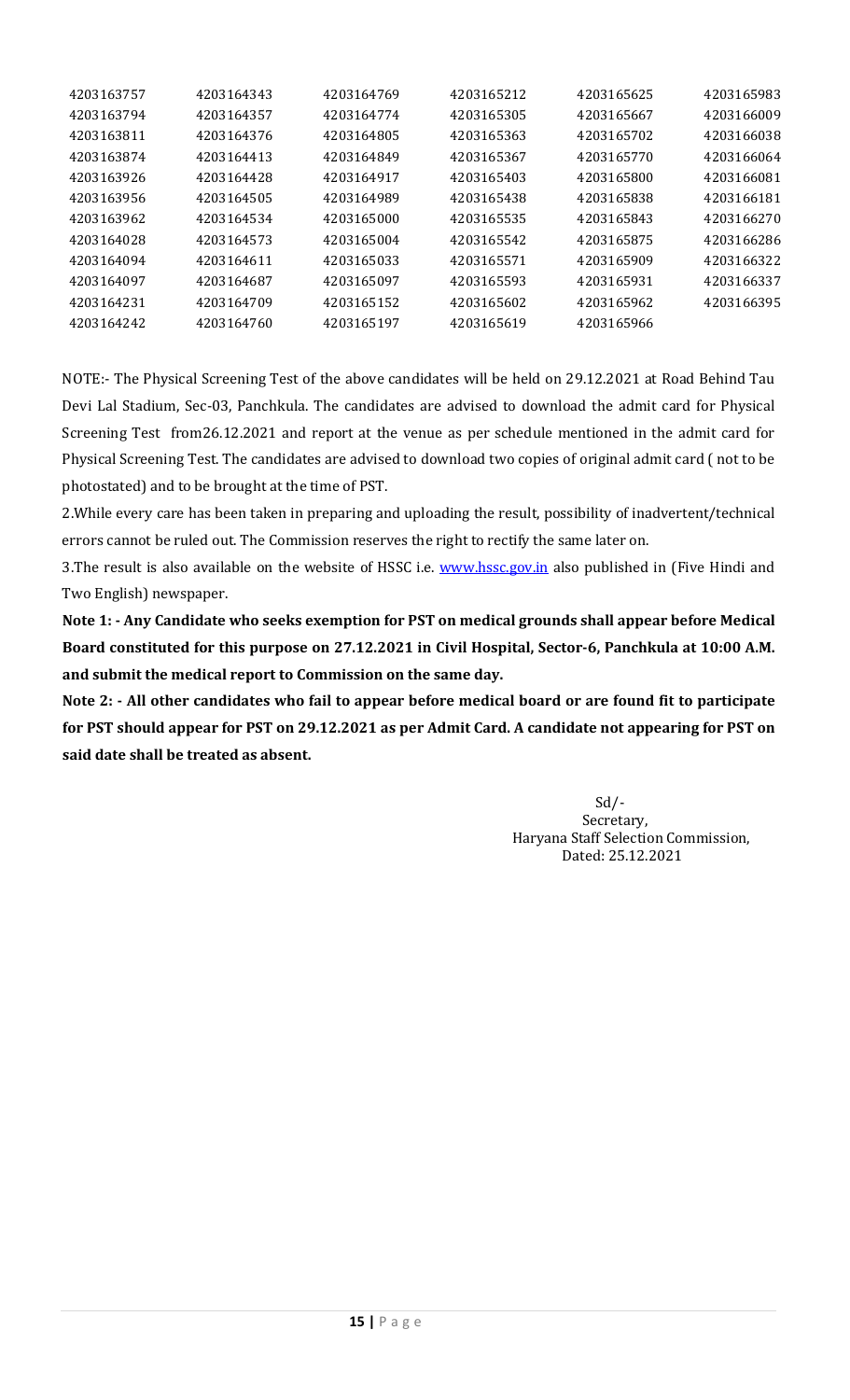| | | | | | |
|---|---|---|---|---|---|
| 4203163757 | 4203164343 | 4203164769 | 4203165212 | 4203165625 | 4203165983 |
| 4203163794 | 4203164357 | 4203164774 | 4203165305 | 4203165667 | 4203166009 |
| 4203163811 | 4203164376 | 4203164805 | 4203165363 | 4203165702 | 4203166038 |
| 4203163874 | 4203164413 | 4203164849 | 4203165367 | 4203165770 | 4203166064 |
| 4203163926 | 4203164428 | 4203164917 | 4203165403 | 4203165800 | 4203166081 |
| 4203163956 | 4203164505 | 4203164989 | 4203165438 | 4203165838 | 4203166181 |
| 4203163962 | 4203164534 | 4203165000 | 4203165535 | 4203165843 | 4203166270 |
| 4203164028 | 4203164573 | 4203165004 | 4203165542 | 4203165875 | 4203166286 |
| 4203164094 | 4203164611 | 4203165033 | 4203165571 | 4203165909 | 4203166322 |
| 4203164097 | 4203164687 | 4203165097 | 4203165593 | 4203165931 | 4203166337 |
| 4203164231 | 4203164709 | 4203165152 | 4203165602 | 4203165962 | 4203166395 |
| 4203164242 | 4203164760 | 4203165197 | 4203165619 | 4203165966 | |

NOTE:- The Physical Screening Test of the above candidates will be held on 29.12.2021 at Road Behind Tau Devi Lal Stadium, Sec-03, Panchkula. The candidates are advised to download the admit card for Physical Screening Test from26.12.2021 and report at the venue as per schedule mentioned in the admit card for Physical Screening Test. The candidates are advised to download two copies of original admit card ( not to be photostated) and to be brought at the time of PST.

2.While every care has been taken in preparing and uploading the result, possibility of inadvertent/technical errors cannot be ruled out. The Commission reserves the right to rectify the same later on.

3.The result is also available on the website of HSSC i.e. www.hssc.gov.in also published in (Five Hindi and Two English) newspaper.

**Note 1: - Any Candidate who seeks exemption for PST on medical grounds shall appear before Medical Board constituted for this purpose on 27.12.2021 in Civil Hospital, Sector-6, Panchkula at 10:00 A.M. and submit the medical report to Commission on the same day.**

**Note 2: - All other candidates who fail to appear before medical board or are found fit to participate for PST should appear for PST on 29.12.2021 as per Admit Card. A candidate not appearing for PST on said date shall be treated as absent.**

Sd/-
Secretary,
Haryana Staff Selection Commission,
Dated: 25.12.2021